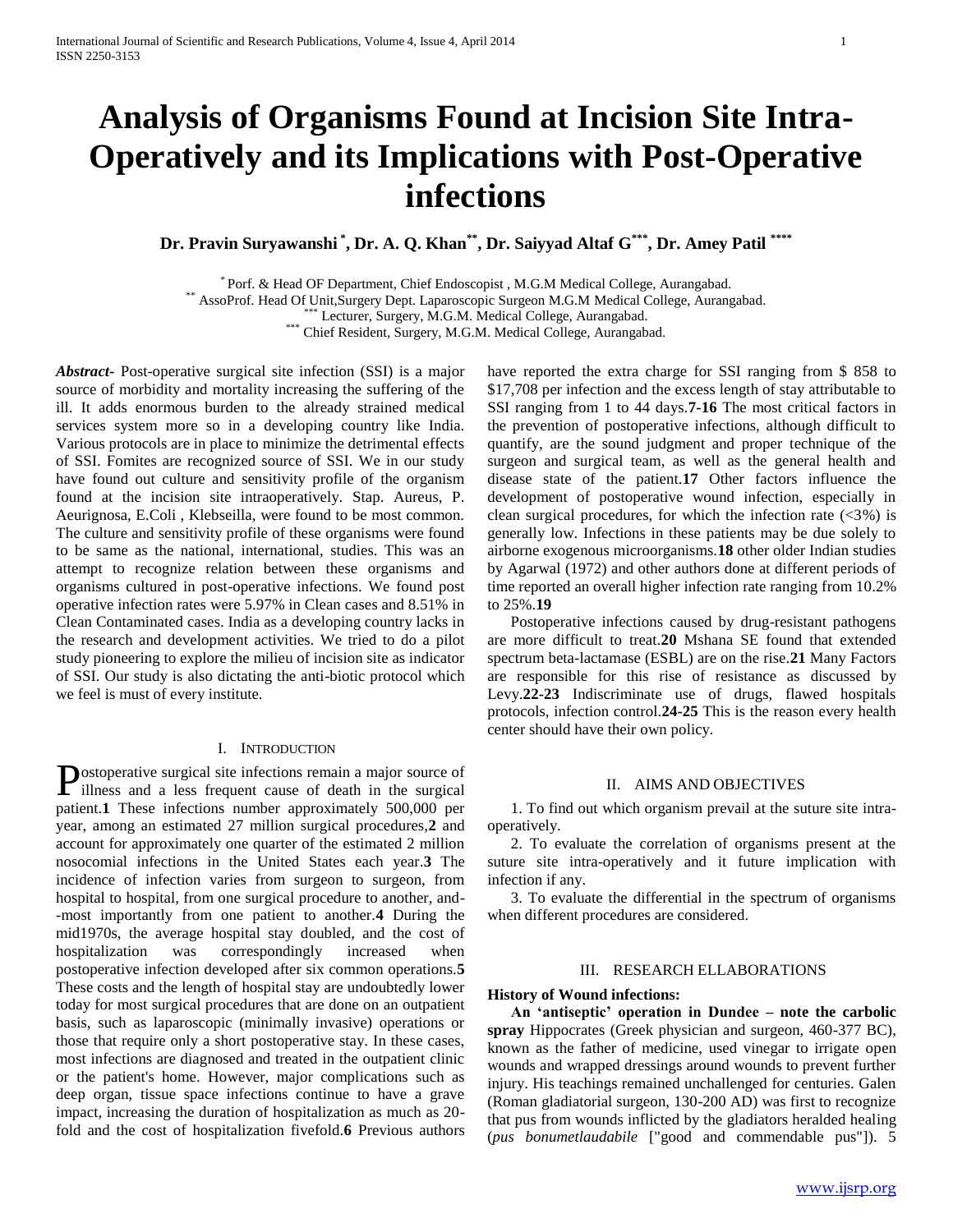# Analysis of Organisms Found at Incision Site Intra-Operatively and its Implications with Post-Operative infections

**Dr. Pravin Suryawanshi [*], Dr. A. Q. Khan[**], Dr. Saiyyad Altaf G[***], Dr. Amey Patil [****]**

[*] Porf. & Head OF Department, Chief Endoscopist , M.G.M Medical College, Aurangabad.
[**] AssoProf. Head Of Unit,Surgery Dept. Laparoscopic Surgeon M.G.M Medical College, Aurangabad.
[***] Lecturer, Surgery, M.G.M. Medical College, Aurangabad.
[***] Chief Resident, Surgery, M.G.M. Medical College, Aurangabad.

***Abstract*-** Post-operative surgical site infection (SSI) is a major source of morbidity and mortality increasing the suffering of the ill. It adds enormous burden to the already strained medical services system more so in a developing country like India. Various protocols are in place to minimize the detrimental effects of SSI. Fomites are recognized source of SSI. We in our study have found out culture and sensitivity profile of the organism found at the incision site intraoperatively. Stap. Aureus, P. Aeurignosa, E.Coli , Klebseilla, were found to be most common. The culture and sensitivity profile of these organisms were found to be same as the national, international, studies. This was an attempt to recognize relation between these organisms and organisms cultured in post-operative infections. We found post operative infection rates were 5.97% in Clean cases and 8.51% in Clean Contaminated cases. India as a developing country lacks in the research and development activities. We tried to do a pilot study pioneering to explore the milieu of incision site as indicator of SSI. Our study is also dictating the anti-biotic protocol which we feel is must of every institute.

## I. Introduction

Postoperative surgical site infections remain a major source of illness and a less frequent cause of death in the surgical patient.**1** These infections number approximately 500,000 per year, among an estimated 27 million surgical procedures,**2** and account for approximately one quarter of the estimated 2 million nosocomial infections in the United States each year.**3** The incidence of infection varies from surgeon to surgeon, from hospital to hospital, from one surgical procedure to another, and--most importantly from one patient to another.**4** During the mid1970s, the average hospital stay doubled, and the cost of hospitalization was correspondingly increased when postoperative infection developed after six common operations.**5** These costs and the length of hospital stay are undoubtedly lower today for most surgical procedures that are done on an outpatient basis, such as laparoscopic (minimally invasive) operations or those that require only a short postoperative stay. In these cases, most infections are diagnosed and treated in the outpatient clinic or the patient's home. However, major complications such as deep organ, tissue space infections continue to have a grave impact, increasing the duration of hospitalization as much as 20-fold and the cost of hospitalization fivefold.**6** Previous authors have reported the extra charge for SSI ranging from $ 858 to $17,708 per infection and the excess length of stay attributable to SSI ranging from 1 to 44 days.**7-16** The most critical factors in the prevention of postoperative infections, although difficult to quantify, are the sound judgment and proper technique of the surgeon and surgical team, as well as the general health and disease state of the patient.**17** Other factors influence the development of postoperative wound infection, especially in clean surgical procedures, for which the infection rate (<3%) is generally low. Infections in these patients may be due solely to airborne exogenous microorganisms.**18** other older Indian studies by Agarwal (1972) and other authors done at different periods of time reported an overall higher infection rate ranging from 10.2% to 25%.**19**

Postoperative infections caused by drug-resistant pathogens are more difficult to treat.**20** Mshana SE found that extended spectrum beta-lactamase (ESBL) are on the rise.**21** Many Factors are responsible for this rise of resistance as discussed by Levy.**22-23** Indiscriminate use of drugs, flawed hospitals protocols, infection control.**24-25** This is the reason every health center should have their own policy.

## II. Aims and Objectives

1. To find out which organism prevail at the suture site intra-operatively.

2. To evaluate the correlation of organisms present at the suture site intra-operatively and it future implication with infection if any.

3. To evaluate the differential in the spectrum of organisms when different procedures are considered.

## III. Research Elaborations

**History of Wound infections:**

**An 'antiseptic' operation in Dundee – note the carbolic spray** Hippocrates (Greek physician and surgeon, 460-377 BC), known as the father of medicine, used vinegar to irrigate open wounds and wrapped dressings around wounds to prevent further injury. His teachings remained unchallenged for centuries. Galen (Roman gladiatorial surgeon, 130-200 AD) was first to recognize that pus from wounds inflicted by the gladiators heralded healing (*pus bonumetlaudabile* ["good and commendable pus"]). 5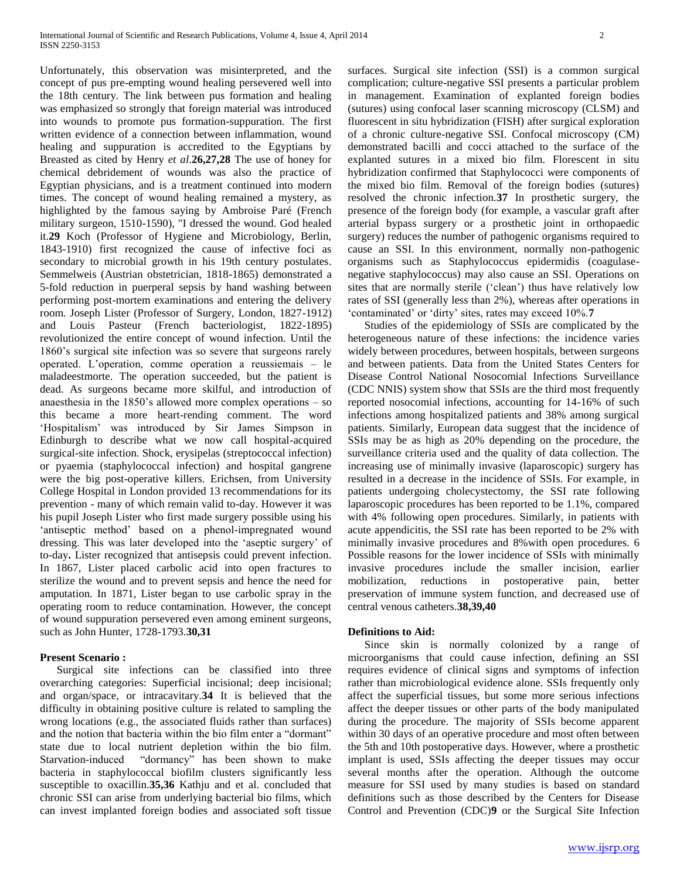Unfortunately, this observation was misinterpreted, and the concept of pus pre-empting wound healing persevered well into the 18th century. The link between pus formation and healing was emphasized so strongly that foreign material was introduced into wounds to promote pus formation-suppuration. The first written evidence of a connection between inflammation, wound healing and suppuration is accredited to the Egyptians by Breasted as cited by Henry *et al*.**26,27,28** The use of honey for chemical debridement of wounds was also the practice of Egyptian physicians, and is a treatment continued into modern times. The concept of wound healing remained a mystery, as highlighted by the famous saying by Ambroise Paré (French military surgeon, 1510-1590), "I dressed the wound. God healed it.**29** Koch (Professor of Hygiene and Microbiology, Berlin, 1843-1910) first recognized the cause of infective foci as secondary to microbial growth in his 19th century postulates. Semmelweis (Austrian obstetrician, 1818-1865) demonstrated a 5-fold reduction in puerperal sepsis by hand washing between performing post-mortem examinations and entering the delivery room. Joseph Lister (Professor of Surgery, London, 1827-1912) and Louis Pasteur (French bacteriologist, 1822-1895) revolutionized the entire concept of wound infection. Until the 1860's surgical site infection was so severe that surgeons rarely operated. L'operation, comme operation a reussiemais – le maladeestmorte. The operation succeeded, but the patient is dead. As surgeons became more skilful, and introduction of anaesthesia in the 1850's allowed more complex operations – so this became a more heart-rending comment. The word 'Hospitalism' was introduced by Sir James Simpson in Edinburgh to describe what we now call hospital-acquired surgical-site infection. Shock, erysipelas (streptococcal infection) or pyaemia (staphylococcal infection) and hospital gangrene were the big post-operative killers. Erichsen, from University College Hospital in London provided 13 recommendations for its prevention - many of which remain valid to-day. However it was his pupil Joseph Lister who first made surgery possible using his 'antiseptic method' based on a phenol-impregnated wound dressing. This was later developed into the 'aseptic surgery' of to-day**.** Lister recognized that antisepsis could prevent infection. In 1867, Lister placed carbolic acid into open fractures to sterilize the wound and to prevent sepsis and hence the need for amputation. In 1871, Lister began to use carbolic spray in the operating room to reduce contamination. However, the concept of wound suppuration persevered even among eminent surgeons, such as John Hunter, 1728-1793.**30,31**

**Present Scenario :**

Surgical site infections can be classified into three overarching categories: Superficial incisional; deep incisional; and organ/space, or intracavitary.**34** It is believed that the difficulty in obtaining positive culture is related to sampling the wrong locations (e.g., the associated fluids rather than surfaces) and the notion that bacteria within the bio film enter a "dormant" state due to local nutrient depletion within the bio film. Starvation-induced "dormancy" has been shown to make bacteria in staphylococcal biofilm clusters significantly less susceptible to oxacillin.**35,36** Kathju and et al. concluded that chronic SSI can arise from underlying bacterial bio films, which can invest implanted foreign bodies and associated soft tissue surfaces. Surgical site infection (SSI) is a common surgical complication; culture-negative SSI presents a particular problem in management. Examination of explanted foreign bodies (sutures) using confocal laser scanning microscopy (CLSM) and fluorescent in situ hybridization (FISH) after surgical exploration of a chronic culture-negative SSI. Confocal microscopy (CM) demonstrated bacilli and cocci attached to the surface of the explanted sutures in a mixed bio film. Florescent in situ hybridization confirmed that Staphylococci were components of the mixed bio film. Removal of the foreign bodies (sutures) resolved the chronic infection.**37** In prosthetic surgery, the presence of the foreign body (for example, a vascular graft after arterial bypass surgery or a prosthetic joint in orthopaedic surgery) reduces the number of pathogenic organisms required to cause an SSI. In this environment, normally non-pathogenic organisms such as Staphylococcus epidermidis (coagulase-negative staphylococcus) may also cause an SSI. Operations on sites that are normally sterile ('clean') thus have relatively low rates of SSI (generally less than 2%), whereas after operations in 'contaminated' or 'dirty' sites, rates may exceed 10%.**7**

Studies of the epidemiology of SSIs are complicated by the heterogeneous nature of these infections: the incidence varies widely between procedures, between hospitals, between surgeons and between patients. Data from the United States Centers for Disease Control National Nosocomial Infections Surveillance (CDC NNIS) system show that SSIs are the third most frequently reported nosocomial infections, accounting for 14-16% of such infections among hospitalized patients and 38% among surgical patients. Similarly, European data suggest that the incidence of SSIs may be as high as 20% depending on the procedure, the surveillance criteria used and the quality of data collection. The increasing use of minimally invasive (laparoscopic) surgery has resulted in a decrease in the incidence of SSIs. For example, in patients undergoing cholecystectomy, the SSI rate following laparoscopic procedures has been reported to be 1.1%, compared with 4% following open procedures. Similarly, in patients with acute appendicitis, the SSI rate has been reported to be 2% with minimally invasive procedures and 8%with open procedures. 6 Possible reasons for the lower incidence of SSIs with minimally invasive procedures include the smaller incision, earlier mobilization, reductions in postoperative pain, better preservation of immune system function, and decreased use of central venous catheters.**38,39,40**

**Definitions to Aid:**

Since skin is normally colonized by a range of microorganisms that could cause infection, defining an SSI requires evidence of clinical signs and symptoms of infection rather than microbiological evidence alone. SSIs frequently only affect the superficial tissues, but some more serious infections affect the deeper tissues or other parts of the body manipulated during the procedure. The majority of SSIs become apparent within 30 days of an operative procedure and most often between the 5th and 10th postoperative days. However, where a prosthetic implant is used, SSIs affecting the deeper tissues may occur several months after the operation. Although the outcome measure for SSI used by many studies is based on standard definitions such as those described by the Centers for Disease Control and Prevention (CDC)**9** or the Surgical Site Infection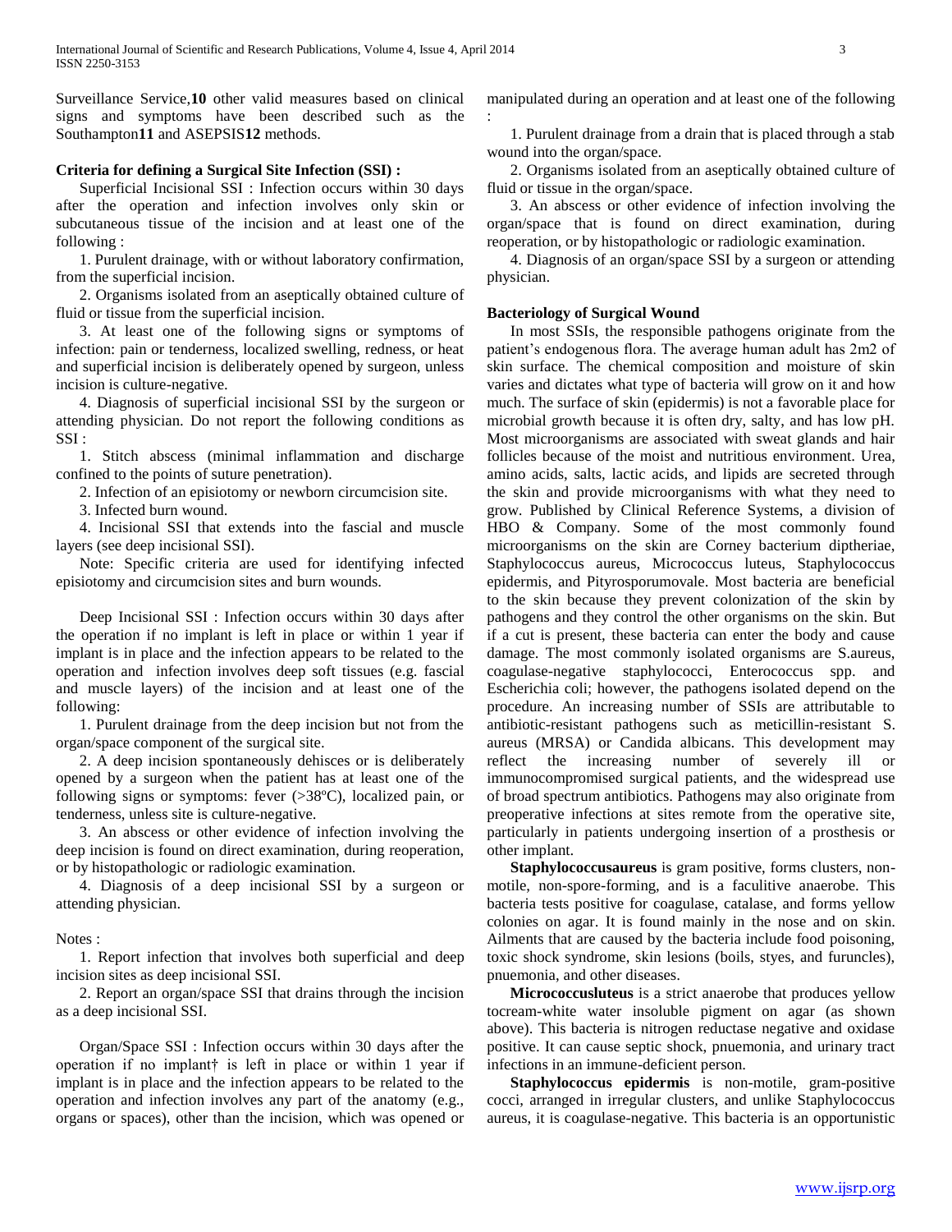Surveillance Service,**10** other valid measures based on clinical signs and symptoms have been described such as the Southampton**11** and ASEPSIS**12** methods.

**Criteria for defining a Surgical Site Infection (SSI) :**

Superficial Incisional SSI : Infection occurs within 30 days after the operation and infection involves only skin or subcutaneous tissue of the incision and at least one of the following :

1. Purulent drainage, with or without laboratory confirmation, from the superficial incision.

2. Organisms isolated from an aseptically obtained culture of fluid or tissue from the superficial incision.

3. At least one of the following signs or symptoms of infection: pain or tenderness, localized swelling, redness, or heat and superficial incision is deliberately opened by surgeon, unless incision is culture-negative.

4. Diagnosis of superficial incisional SSI by the surgeon or attending physician. Do not report the following conditions as SSI :

1. Stitch abscess (minimal inflammation and discharge confined to the points of suture penetration).

2. Infection of an episiotomy or newborn circumcision site.

3. Infected burn wound.

4. Incisional SSI that extends into the fascial and muscle layers (see deep incisional SSI).

Note: Specific criteria are used for identifying infected episiotomy and circumcision sites and burn wounds.

Deep Incisional SSI : Infection occurs within 30 days after the operation if no implant is left in place or within 1 year if implant is in place and the infection appears to be related to the operation and infection involves deep soft tissues (e.g. fascial and muscle layers) of the incision and at least one of the following:

1. Purulent drainage from the deep incision but not from the organ/space component of the surgical site.

2. A deep incision spontaneously dehisces or is deliberately opened by a surgeon when the patient has at least one of the following signs or symptoms: fever (>38ºC), localized pain, or tenderness, unless site is culture-negative.

3. An abscess or other evidence of infection involving the deep incision is found on direct examination, during reoperation, or by histopathologic or radiologic examination.

4. Diagnosis of a deep incisional SSI by a surgeon or attending physician.

Notes :

1. Report infection that involves both superficial and deep incision sites as deep incisional SSI.

2. Report an organ/space SSI that drains through the incision as a deep incisional SSI.

Organ/Space SSI : Infection occurs within 30 days after the operation if no implant† is left in place or within 1 year if implant is in place and the infection appears to be related to the operation and infection involves any part of the anatomy (e.g., organs or spaces), other than the incision, which was opened or manipulated during an operation and at least one of the following :

1. Purulent drainage from a drain that is placed through a stab wound into the organ/space.

2. Organisms isolated from an aseptically obtained culture of fluid or tissue in the organ/space.

3. An abscess or other evidence of infection involving the organ/space that is found on direct examination, during reoperation, or by histopathologic or radiologic examination.

4. Diagnosis of an organ/space SSI by a surgeon or attending physician.

**Bacteriology of Surgical Wound**

In most SSIs, the responsible pathogens originate from the patient's endogenous flora. The average human adult has 2m2 of skin surface. The chemical composition and moisture of skin varies and dictates what type of bacteria will grow on it and how much. The surface of skin (epidermis) is not a favorable place for microbial growth because it is often dry, salty, and has low pH. Most microorganisms are associated with sweat glands and hair follicles because of the moist and nutritious environment. Urea, amino acids, salts, lactic acids, and lipids are secreted through the skin and provide microorganisms with what they need to grow. Published by Clinical Reference Systems, a division of HBO & Company. Some of the most commonly found microorganisms on the skin are Corney bacterium diptheriae, Staphylococcus aureus, Micrococcus luteus, Staphylococcus epidermis, and Pityrosporumovale. Most bacteria are beneficial to the skin because they prevent colonization of the skin by pathogens and they control the other organisms on the skin. But if a cut is present, these bacteria can enter the body and cause damage. The most commonly isolated organisms are S.aureus, coagulase-negative staphylococci, Enterococcus spp. and Escherichia coli; however, the pathogens isolated depend on the procedure. An increasing number of SSIs are attributable to antibiotic-resistant pathogens such as meticillin-resistant S. aureus (MRSA) or Candida albicans. This development may reflect the increasing number of severely ill or immunocompromised surgical patients, and the widespread use of broad spectrum antibiotics. Pathogens may also originate from preoperative infections at sites remote from the operative site, particularly in patients undergoing insertion of a prosthesis or other implant.

**Staphylococcusaureus** is gram positive, forms clusters, non-motile, non-spore-forming, and is a faculitive anaerobe. This bacteria tests positive for coagulase, catalase, and forms yellow colonies on agar. It is found mainly in the nose and on skin. Ailments that are caused by the bacteria include food poisoning, toxic shock syndrome, skin lesions (boils, styes, and furuncles), pnuemonia, and other diseases.

**Micrococcusluteus** is a strict anaerobe that produces yellow tocream-white water insoluble pigment on agar (as shown above). This bacteria is nitrogen reductase negative and oxidase positive. It can cause septic shock, pnuemonia, and urinary tract infections in an immune-deficient person.

**Staphylococcus epidermis** is non-motile, gram-positive cocci, arranged in irregular clusters, and unlike Staphylococcus aureus, it is coagulase-negative. This bacteria is an opportunistic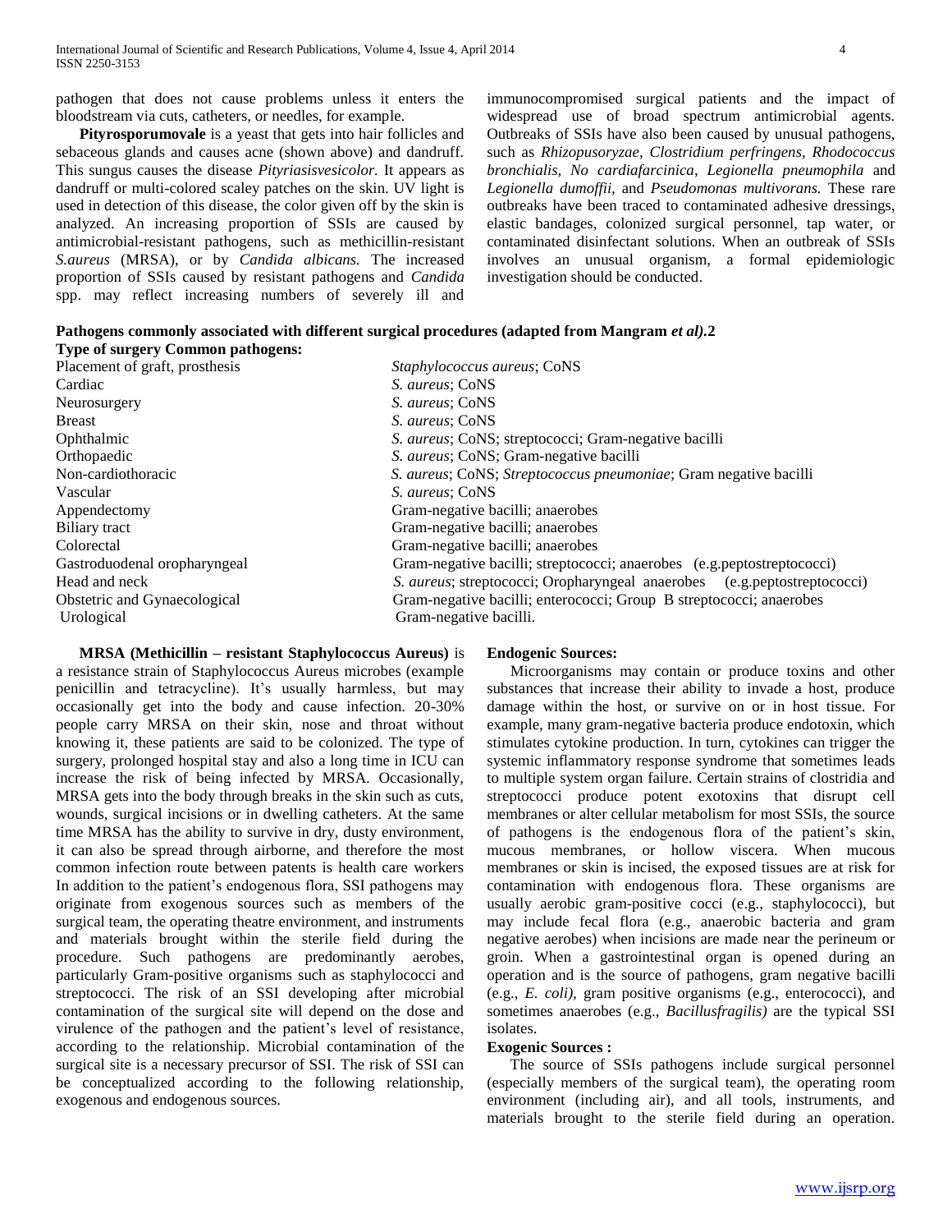pathogen that does not cause problems unless it enters the bloodstream via cuts, catheters, or needles, for example.

**Pityrosporumovale** is a yeast that gets into hair follicles and sebaceous glands and causes acne (shown above) and dandruff. This sungus causes the disease *Pityriasisvesicolor.* It appears as dandruff or multi-colored scaley patches on the skin. UV light is used in detection of this disease, the color given off by the skin is analyzed. An increasing proportion of SSIs are caused by antimicrobial-resistant pathogens, such as methicillin-resistant *S.aureus* (MRSA), or by *Candida albicans.* The increased proportion of SSIs caused by resistant pathogens and *Candida* spp. may reflect increasing numbers of severely ill and immunocompromised surgical patients and the impact of widespread use of broad spectrum antimicrobial agents. Outbreaks of SSIs have also been caused by unusual pathogens, such as *Rhizopusoryzae, Clostridium perfringens, Rhodococcus bronchialis, No cardiafarcinica, Legionella pneumophila* and *Legionella dumoffii,* and *Pseudomonas multivorans.* These rare outbreaks have been traced to contaminated adhesive dressings, elastic bandages, colonized surgical personnel, tap water, or contaminated disinfectant solutions. When an outbreak of SSIs involves an unusual organism, a formal epidemiologic investigation should be conducted.

**Pathogens commonly associated with different surgical procedures (adapted from Mangram *et al).*2**

| Type of surgery | Common pathogens: |
|---|---|
| Placement of graft, prosthesis | *Staphylococcus aureus*; CoNS |
| Cardiac | *S. aureus*; CoNS |
| Neurosurgery | *S. aureus*; CoNS |
| Breast | *S. aureus*; CoNS |
| Ophthalmic | *S. aureus*; CoNS; streptococci; Gram-negative bacilli |
| Orthopaedic | *S. aureus*; CoNS; Gram-negative bacilli |
| Non-cardiothoracic | *S. aureus*; CoNS; *Streptococcus pneumoniae*; Gram negative bacilli |
| Vascular | *S. aureus*; CoNS |
| Appendectomy | Gram-negative bacilli; anaerobes |
| Biliary tract | Gram-negative bacilli; anaerobes |
| Colorectal | Gram-negative bacilli; anaerobes |
| Gastroduodenal oropharyngeal | Gram-negative bacilli; streptococci; anaerobes (e.g.peptostreptococci) |
| Head and neck | *S. aureus*; streptococci; Oropharyngeal anaerobes (e.g.peptostreptococci) |
| Obstetric and Gynaecological | Gram-negative bacilli; enterococci; Group B streptococci; anaerobes |
| Urological | Gram-negative bacilli. |

**MRSA (Methicillin – resistant Staphylococcus Aureus)** is a resistance strain of Staphylococcus Aureus microbes (example penicillin and tetracycline). It's usually harmless, but may occasionally get into the body and cause infection. 20-30% people carry MRSA on their skin, nose and throat without knowing it, these patients are said to be colonized. The type of surgery, prolonged hospital stay and also a long time in ICU can increase the risk of being infected by MRSA. Occasionally, MRSA gets into the body through breaks in the skin such as cuts, wounds, surgical incisions or in dwelling catheters. At the same time MRSA has the ability to survive in dry, dusty environment, it can also be spread through airborne, and therefore the most common infection route between patents is health care workers In addition to the patient's endogenous flora, SSI pathogens may originate from exogenous sources such as members of the surgical team, the operating theatre environment, and instruments and materials brought within the sterile field during the procedure. Such pathogens are predominantly aerobes, particularly Gram-positive organisms such as staphylococci and streptococci. The risk of an SSI developing after microbial contamination of the surgical site will depend on the dose and virulence of the pathogen and the patient's level of resistance, according to the relationship. Microbial contamination of the surgical site is a necessary precursor of SSI. The risk of SSI can be conceptualized according to the following relationship, exogenous and endogenous sources.

**Endogenic Sources:**

Microorganisms may contain or produce toxins and other substances that increase their ability to invade a host, produce damage within the host, or survive on or in host tissue. For example, many gram-negative bacteria produce endotoxin, which stimulates cytokine production. In turn, cytokines can trigger the systemic inflammatory response syndrome that sometimes leads to multiple system organ failure. Certain strains of clostridia and streptococci produce potent exotoxins that disrupt cell membranes or alter cellular metabolism for most SSIs, the source of pathogens is the endogenous flora of the patient's skin, mucous membranes, or hollow viscera. When mucous membranes or skin is incised, the exposed tissues are at risk for contamination with endogenous flora. These organisms are usually aerobic gram-positive cocci (e.g., staphylococci), but may include fecal flora (e.g., anaerobic bacteria and gram negative aerobes) when incisions are made near the perineum or groin. When a gastrointestinal organ is opened during an operation and is the source of pathogens, gram negative bacilli (e.g., *E. coli),* gram positive organisms (e.g., enterococci), and sometimes anaerobes (e.g., *Bacillusfragilis)* are the typical SSI isolates.

**Exogenic Sources :**

The source of SSIs pathogens include surgical personnel (especially members of the surgical team), the operating room environment (including air), and all tools, instruments, and materials brought to the sterile field during an operation.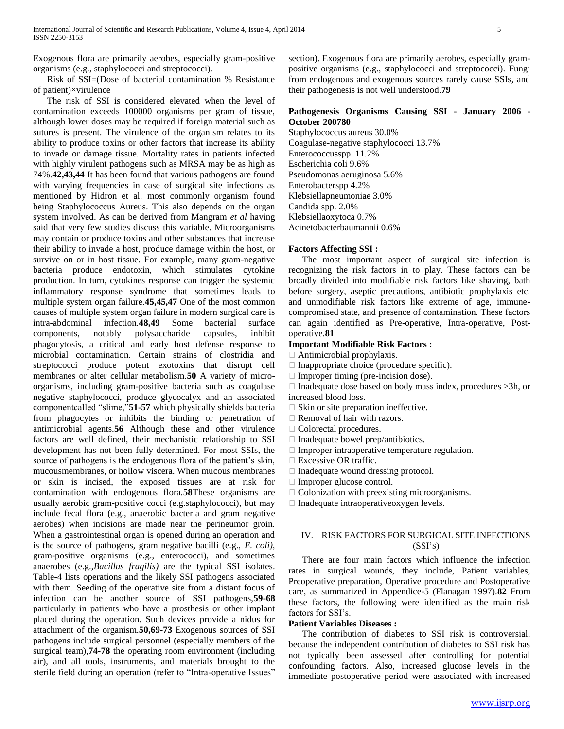Exogenous flora are primarily aerobes, especially gram-positive organisms (e.g., staphylococci and streptococci).

Risk of SSI=(Dose of bacterial contamination % Resistance of patient)×virulence

The risk of SSI is considered elevated when the level of contamination exceeds 100000 organisms per gram of tissue, although lower doses may be required if foreign material such as sutures is present. The virulence of the organism relates to its ability to produce toxins or other factors that increase its ability to invade or damage tissue. Mortality rates in patients infected with highly virulent pathogens such as MRSA may be as high as 74%.**42,43,44** It has been found that various pathogens are found with varying frequencies in case of surgical site infections as mentioned by Hidron et al. most commonly organism found being Staphylococcus Aureus. This also depends on the organ system involved. As can be derived from Mangram *et al* having said that very few studies discuss this variable. Microorganisms may contain or produce toxins and other substances that increase their ability to invade a host, produce damage within the host, or survive on or in host tissue. For example, many gram-negative bacteria produce endotoxin, which stimulates cytokine production. In turn, cytokines response can trigger the systemic inflammatory response syndrome that sometimes leads to multiple system organ failure.**45,45,47** One of the most common causes of multiple system organ failure in modern surgical care is intra-abdominal infection.**48,49** Some bacterial surface components, notably polysaccharide capsules, inhibit phagocytosis, a critical and early host defense response to microbial contamination. Certain strains of clostridia and streptococci produce potent exotoxins that disrupt cell membranes or alter cellular metabolism.**50** A variety of micro-organisms, including gram-positive bacteria such as coagulase negative staphylococci, produce glycocalyx and an associated componentcalled "slime,"**51-57** which physically shields bacteria from phagocytes or inhibits the binding or penetration of antimicrobial agents.**56** Although these and other virulence factors are well defined, their mechanistic relationship to SSI development has not been fully determined. For most SSIs, the source of pathogens is the endogenous flora of the patient's skin, mucousmembranes, or hollow viscera. When mucous membranes or skin is incised, the exposed tissues are at risk for contamination with endogenous flora.**58**These organisms are usually aerobic gram-positive cocci (e.g.staphylococci), but may include fecal flora (e.g., anaerobic bacteria and gram negative aerobes) when incisions are made near the perineumor groin. When a gastrointestinal organ is opened during an operation and is the source of pathogens, gram negative bacilli (e.g., *E. coli)*, gram-positive organisms (e.g., enterococci), and sometimes anaerobes (e.g.,*Bacillus fragilis)* are the typical SSI isolates. Table-4 lists operations and the likely SSI pathogens associated with them. Seeding of the operative site from a distant focus of infection can be another source of SSI pathogens,**59-68** particularly in patients who have a prosthesis or other implant placed during the operation. Such devices provide a nidus for attachment of the organism.**50,69-73** Exogenous sources of SSI pathogens include surgical personnel (especially members of the surgical team),**74-78** the operating room environment (including air), and all tools, instruments, and materials brought to the sterile field during an operation (refer to "Intra-operative Issues" section). Exogenous flora are primarily aerobes, especially gram-positive organisms (e.g., staphylococci and streptococci). Fungi from endogenous and exogenous sources rarely cause SSIs, and their pathogenesis is not well understood.**79**

**Pathogenesis Organisms Causing SSI - January 2006 - October 200780**

Staphylococcus aureus 30.0%
Coagulase-negative staphylococci 13.7%
Enterococcusspp. 11.2%
Escherichia coli 9.6%
Pseudomonas aeruginosa 5.6%
Enterobacterspp 4.2%
Klebsiellapneumoniae 3.0%
Candida spp. 2.0%
Klebsiellaoxytoca 0.7%
Acinetobacterbaumannii 0.6%

**Factors Affecting SSI :**

The most important aspect of surgical site infection is recognizing the risk factors in to play. These factors can be broadly divided into modifiable risk factors like shaving, bath before surgery, aseptic precautions, antibiotic prophylaxis etc. and unmodifiable risk factors like extreme of age, immune-compromised state, and presence of contamination. These factors can again identified as Pre-operative, Intra-operative, Post-operative.**81**

**Important Modifiable Risk Factors :**

- Antimicrobial prophylaxis.
- Inappropriate choice (procedure specific).
- Improper timing (pre-incision dose).
- Inadequate dose based on body mass index, procedures >3h, or increased blood loss.
- Skin or site preparation ineffective.
- Removal of hair with razors.
- Colorectal procedures.
- Inadequate bowel prep/antibiotics.
- Improper intraoperative temperature regulation.
- Excessive OR traffic.
- Inadequate wound dressing protocol.
- Improper glucose control.
- Colonization with preexisting microorganisms.
- Inadequate intraoperativeoxygen levels.

## IV. RISK FACTORS FOR SURGICAL SITE INFECTIONS (SSI's)

There are four main factors which influence the infection rates in surgical wounds, they include, Patient variables, Preoperative preparation, Operative procedure and Postoperative care, as summarized in Appendice-5 (Flanagan 1997).**82** From these factors, the following were identified as the main risk factors for SSI's.

**Patient Variables Diseases :**

The contribution of diabetes to SSI risk is controversial, because the independent contribution of diabetes to SSI risk has not typically been assessed after controlling for potential confounding factors. Also, increased glucose levels in the immediate postoperative period were associated with increased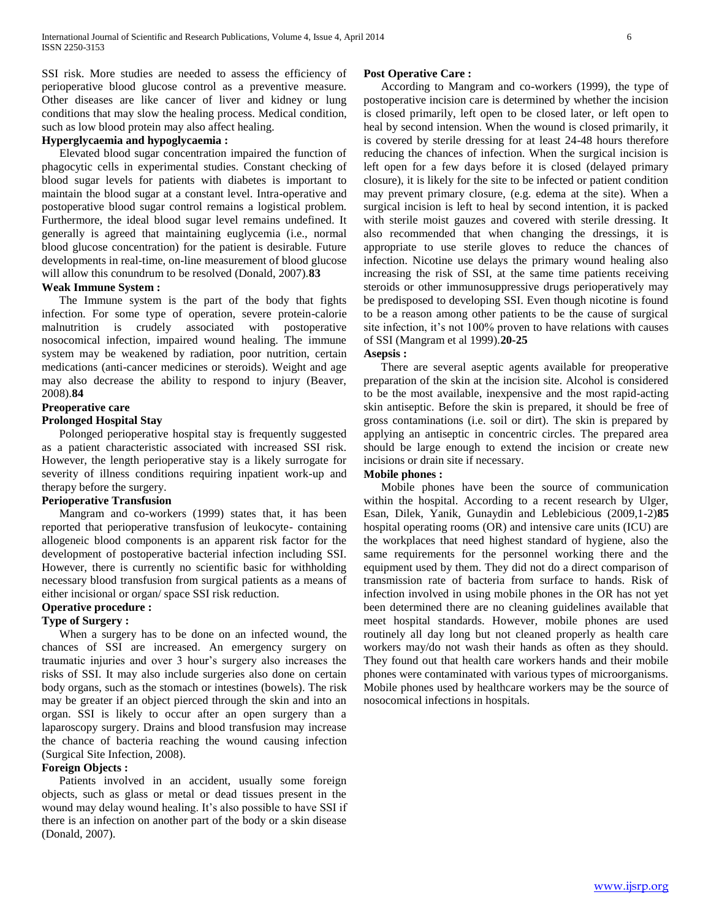SSI risk. More studies are needed to assess the efficiency of perioperative blood glucose control as a preventive measure. Other diseases are like cancer of liver and kidney or lung conditions that may slow the healing process. Medical condition, such as low blood protein may also affect healing.

**Hyperglycaemia and hypoglycaemia :**

Elevated blood sugar concentration impaired the function of phagocytic cells in experimental studies. Constant checking of blood sugar levels for patients with diabetes is important to maintain the blood sugar at a constant level. Intra-operative and postoperative blood sugar control remains a logistical problem. Furthermore, the ideal blood sugar level remains undefined. It generally is agreed that maintaining euglycemia (i.e., normal blood glucose concentration) for the patient is desirable. Future developments in real-time, on-line measurement of blood glucose will allow this conundrum to be resolved (Donald, 2007).**83**

**Weak Immune System :**

The Immune system is the part of the body that fights infection. For some type of operation, severe protein-calorie malnutrition is crudely associated with postoperative nosocomical infection, impaired wound healing. The immune system may be weakened by radiation, poor nutrition, certain medications (anti-cancer medicines or steroids). Weight and age may also decrease the ability to respond to injury (Beaver, 2008).**84**

**Preoperative care**

**Prolonged Hospital Stay**

Polonged perioperative hospital stay is frequently suggested as a patient characteristic associated with increased SSI risk. However, the length perioperative stay is a likely surrogate for severity of illness conditions requiring inpatient work-up and therapy before the surgery.

**Perioperative Transfusion**

Mangram and co-workers (1999) states that, it has been reported that perioperative transfusion of leukocyte- containing allogeneic blood components is an apparent risk factor for the development of postoperative bacterial infection including SSI. However, there is currently no scientific basic for withholding necessary blood transfusion from surgical patients as a means of either incisional or organ/ space SSI risk reduction.

**Operative procedure :**

**Type of Surgery :**

When a surgery has to be done on an infected wound, the chances of SSI are increased. An emergency surgery on traumatic injuries and over 3 hour's surgery also increases the risks of SSI. It may also include surgeries also done on certain body organs, such as the stomach or intestines (bowels). The risk may be greater if an object pierced through the skin and into an organ. SSI is likely to occur after an open surgery than a laparoscopy surgery. Drains and blood transfusion may increase the chance of bacteria reaching the wound causing infection (Surgical Site Infection, 2008).

**Foreign Objects :**

Patients involved in an accident, usually some foreign objects, such as glass or metal or dead tissues present in the wound may delay wound healing. It's also possible to have SSI if there is an infection on another part of the body or a skin disease (Donald, 2007).

**Post Operative Care :**

According to Mangram and co-workers (1999), the type of postoperative incision care is determined by whether the incision is closed primarily, left open to be closed later, or left open to heal by second intension. When the wound is closed primarily, it is covered by sterile dressing for at least 24-48 hours therefore reducing the chances of infection. When the surgical incision is left open for a few days before it is closed (delayed primary closure), it is likely for the site to be infected or patient condition may prevent primary closure, (e.g. edema at the site). When a surgical incision is left to heal by second intention, it is packed with sterile moist gauzes and covered with sterile dressing. It also recommended that when changing the dressings, it is appropriate to use sterile gloves to reduce the chances of infection. Nicotine use delays the primary wound healing also increasing the risk of SSI, at the same time patients receiving steroids or other immunosuppressive drugs perioperatively may be predisposed to developing SSI. Even though nicotine is found to be a reason among other patients to be the cause of surgical site infection, it's not 100% proven to have relations with causes of SSI (Mangram et al 1999).**20-25**

**Asepsis :**

There are several aseptic agents available for preoperative preparation of the skin at the incision site. Alcohol is considered to be the most available, inexpensive and the most rapid-acting skin antiseptic. Before the skin is prepared, it should be free of gross contaminations (i.e. soil or dirt). The skin is prepared by applying an antiseptic in concentric circles. The prepared area should be large enough to extend the incision or create new incisions or drain site if necessary.

**Mobile phones :**

Mobile phones have been the source of communication within the hospital. According to a recent research by Ulger, Esan, Dilek, Yanik, Gunaydin and Leblebicious (2009,1-2)**85** hospital operating rooms (OR) and intensive care units (ICU) are the workplaces that need highest standard of hygiene, also the same requirements for the personnel working there and the equipment used by them. They did not do a direct comparison of transmission rate of bacteria from surface to hands. Risk of infection involved in using mobile phones in the OR has not yet been determined there are no cleaning guidelines available that meet hospital standards. However, mobile phones are used routinely all day long but not cleaned properly as health care workers may/do not wash their hands as often as they should. They found out that health care workers hands and their mobile phones were contaminated with various types of microorganisms. Mobile phones used by healthcare workers may be the source of nosocomical infections in hospitals.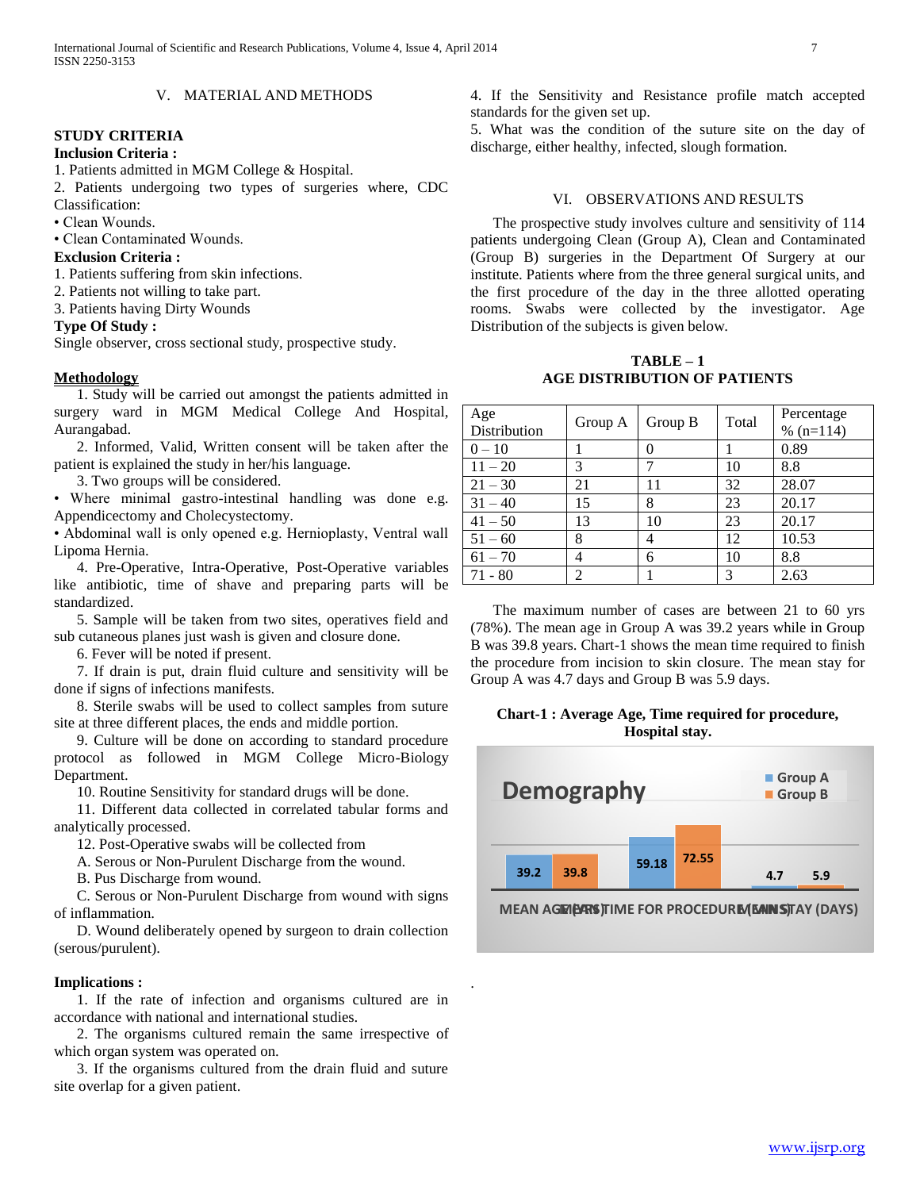## V. MATERIAL AND METHODS

**STUDY CRITERIA**

**Inclusion Criteria :**

1. Patients admitted in MGM College & Hospital.
2. Patients undergoing two types of surgeries where, CDC Classification:

• Clean Wounds.
• Clean Contaminated Wounds.

**Exclusion Criteria :**

1. Patients suffering from skin infections.
2. Patients not willing to take part.
3. Patients having Dirty Wounds

**Type Of Study :**

Single observer, cross sectional study, prospective study.

**Methodology**

1. Study will be carried out amongst the patients admitted in surgery ward in MGM Medical College And Hospital, Aurangabad.
2. Informed, Valid, Written consent will be taken after the patient is explained the study in her/his language.
3. Two groups will be considered.

• Where minimal gastro-intestinal handling was done e.g. Appendicectomy and Cholecystectomy.
• Abdominal wall is only opened e.g. Hernioplasty, Ventral wall Lipoma Hernia.

4. Pre-Operative, Intra-Operative, Post-Operative variables like antibiotic, time of shave and preparing parts will be standardized.
5. Sample will be taken from two sites, operatives field and sub cutaneous planes just wash is given and closure done.
6. Fever will be noted if present.
7. If drain is put, drain fluid culture and sensitivity will be done if signs of infections manifests.
8. Sterile swabs will be used to collect samples from suture site at three different places, the ends and middle portion.
9. Culture will be done on according to standard procedure protocol as followed in MGM College Micro-Biology Department.
10. Routine Sensitivity for standard drugs will be done.
11. Different data collected in correlated tabular forms and analytically processed.
12. Post-Operative swabs will be collected from

A. Serous or Non-Purulent Discharge from the wound.
B. Pus Discharge from wound.
C. Serous or Non-Purulent Discharge from wound with signs of inflammation.
D. Wound deliberately opened by surgeon to drain collection (serous/purulent).

**Implications :**

1. If the rate of infection and organisms cultured are in accordance with national and international studies.
2. The organisms cultured remain the same irrespective of which organ system was operated on.
3. If the organisms cultured from the drain fluid and suture site overlap for a given patient.
4. If the Sensitivity and Resistance profile match accepted standards for the given set up.
5. What was the condition of the suture site on the day of discharge, either healthy, infected, slough formation.

## VI. OBSERVATIONS AND RESULTS

The prospective study involves culture and sensitivity of 114 patients undergoing Clean (Group A), Clean and Contaminated (Group B) surgeries in the Department Of Surgery at our institute. Patients where from the three general surgical units, and the first procedure of the day in the three allotted operating rooms. Swabs were collected by the investigator. Age Distribution of the subjects is given below.

**TABLE – 1**
**AGE DISTRIBUTION OF PATIENTS**

| Age Distribution | Group A | Group B | Total | Percentage % (n=114) |
|---|---|---|---|---|
| 0 – 10 | 1 | 0 | 1 | 0.89 |
| 11 – 20 | 3 | 7 | 10 | 8.8 |
| 21 – 30 | 21 | 11 | 32 | 28.07 |
| 31 – 40 | 15 | 8 | 23 | 20.17 |
| 41 – 50 | 13 | 10 | 23 | 20.17 |
| 51 – 60 | 8 | 4 | 12 | 10.53 |
| 61 – 70 | 4 | 6 | 10 | 8.8 |
| 71 - 80 | 2 | 1 | 3 | 2.63 |

The maximum number of cases are between 21 to 60 yrs (78%). The mean age in Group A was 39.2 years while in Group B was 39.8 years. Chart-1 shows the mean time required to finish the procedure from incision to skin closure. The mean stay for Group A was 4.7 days and Group B was 5.9 days.

**Chart-1 : Average Age, Time required for procedure, Hospital stay.**

Demography

| | Group A | Group B |
|---|---|---|
| MEAN AGE (YRS) | 39.2 | 39.8 |
| MEAN TIME FOR PROCEDURE (MINS) | 59.18 | 72.55 |
| MEAN STAY (DAYS) | 4.7 | 5.9 |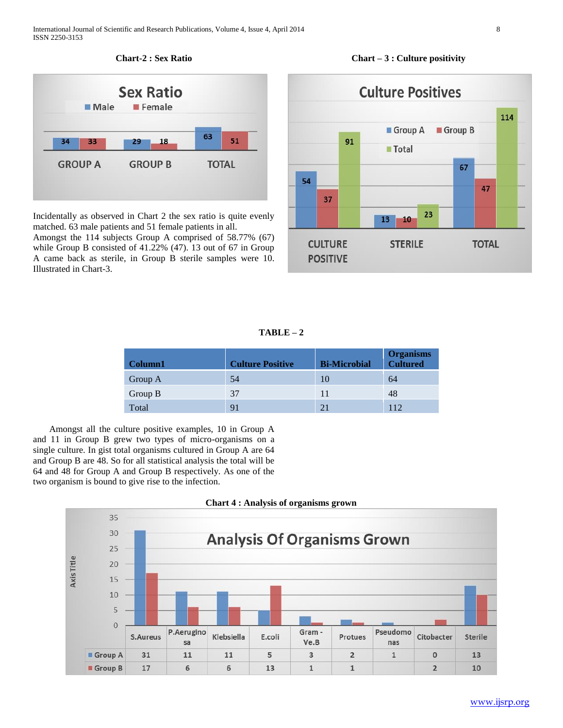**Chart-2 : Sex Ratio**

**Chart – 3 : Culture positivity**

Incidentally as observed in Chart 2 the sex ratio is quite evenly matched. 63 male patients and 51 female patients in all.

Amongst the 114 subjects Group A comprised of 58.77% (67) while Group B consisted of 41.22% (47). 13 out of 67 in Group A came back as sterile, in Group B sterile samples were 10. Illustrated in Chart-3.

**TABLE – 2**

| Column1 | Culture Positive | Bi-Microbial | Organisms Cultured |
|---|---|---|---|
| Group A | 54 | 10 | 64 |
| Group B | 37 | 11 | 48 |
| Total | 91 | 21 | 112 |

Amongst all the culture positive examples, 10 in Group A and 11 in Group B grew two types of micro-organisms on a single culture. In gist total organisms cultured in Group A are 64 and Group B are 48. So for all statistical analysis the total will be 64 and 48 for Group A and Group B respectively. As one of the two organism is bound to give rise to the infection.

**Chart 4 : Analysis of organisms grown**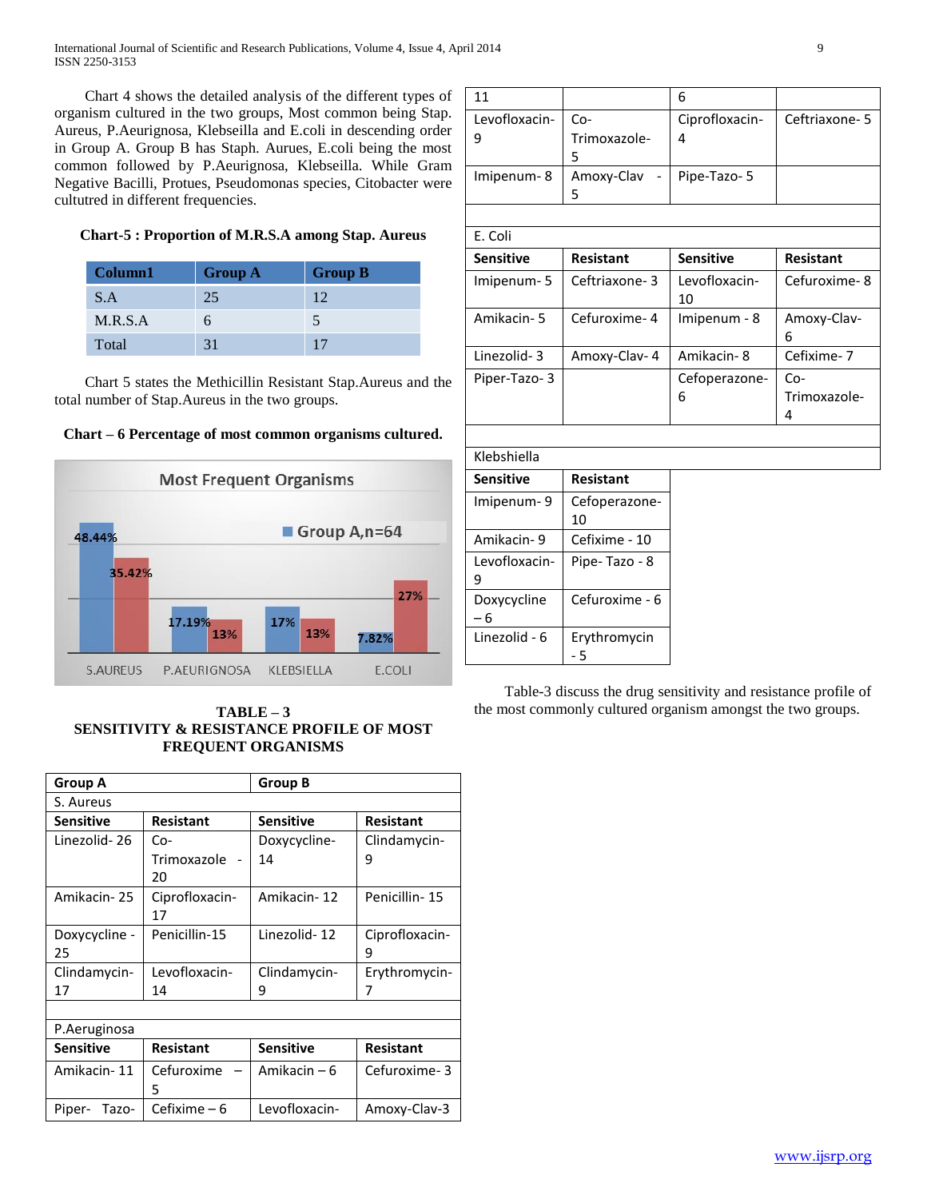Chart 4 shows the detailed analysis of the different types of organism cultured in the two groups, Most common being Stap. Aureus, P.Aeurignosa, Klebseilla and E.coli in descending order in Group A. Group B has Staph. Aurues, E.coli being the most common followed by P.Aeurignosa, Klebseilla. While Gram Negative Bacilli, Protues, Pseudomonas species, Citobacter were cultutred in different frequencies.

**Chart-5 : Proportion of M.R.S.A among Stap. Aureus**

| Column1 | Group A | Group B |
|---|---|---|
| S.A | 25 | 12 |
| M.R.S.A | 6 | 5 |
| Total | 31 | 17 |

Chart 5 states the Methicillin Resistant Stap.Aureus and the total number of Stap.Aureus in the two groups.

**Chart – 6 Percentage of most common organisms cultured.**

Most Frequent Organisms

Group A,n=64

| | S.AUREUS | P.AEURIGNOSA | KLEBSIELLA | E.COLI |
|---|---|---|---|---|
| Blue | 48.44% | 17.19% | 17% | 7.82% |
| Red | 35.42% | 13% | 13% | 27% |

**TABLE – 3**
**SENSITIVITY & RESISTANCE PROFILE OF MOST FREQUENT ORGANISMS**

| Group A | | Group B | |
|---|---|---|---|
| S. Aureus | | | |
| **Sensitive** | **Resistant** | **Sensitive** | **Resistant** |
| Linezolid- 26 | Co-Trimoxazole - 20 | Doxycycline-14 | Clindamycin-9 |
| Amikacin- 25 | Ciprofloxacin-17 | Amikacin- 12 | Penicillin- 15 |
| Doxycycline - 25 | Penicillin-15 | Linezolid- 12 | Ciprofloxacin-9 |
| Clindamycin-17 | Levofloxacin-14 | Clindamycin-9 | Erythromycin-7 |
| | | | |
| P.Aeruginosa | | | |
| **Sensitive** | **Resistant** | **Sensitive** | **Resistant** |
| Amikacin- 11 | Cefuroxime – 5 | Amikacin – 6 | Cefuroxime- 3 |
| Piper- Tazo-11 | Cefixime – 6 | Levofloxacin-6 | Amoxy-Clav-3 |
| Levofloxacin-9 | Co-Trimoxazole-5 | Ciprofloxacin-4 | Ceftriaxone- 5 |
| Imipenum- 8 | Amoxy-Clav - 5 | Pipe-Tazo- 5 | |
| | | | |
| E. Coli | | | |
| **Sensitive** | **Resistant** | **Sensitive** | **Resistant** |
| Imipenum- 5 | Ceftriaxone- 3 | Levofloxacin-10 | Cefuroxime- 8 |
| Amikacin- 5 | Cefuroxime- 4 | Imipenum - 8 | Amoxy-Clav-6 |
| Linezolid- 3 | Amoxy-Clav- 4 | Amikacin- 8 | Cefixime- 7 |
| Piper-Tazo- 3 | | Cefoperazone-6 | Co-Trimoxazole-4 |
| | | | |
| Klebshiella | | | |
| **Sensitive** | **Resistant** | | |
| Imipenum- 9 | Cefoperazone-10 | | |
| Amikacin- 9 | Cefixime - 10 | | |
| Levofloxacin-9 | Pipe- Tazo - 8 | | |
| Doxycycline – 6 | Cefuroxime - 6 | | |
| Linezolid - 6 | Erythromycin - 5 | | |

Table-3 discuss the drug sensitivity and resistance profile of the most commonly cultured organism amongst the two groups.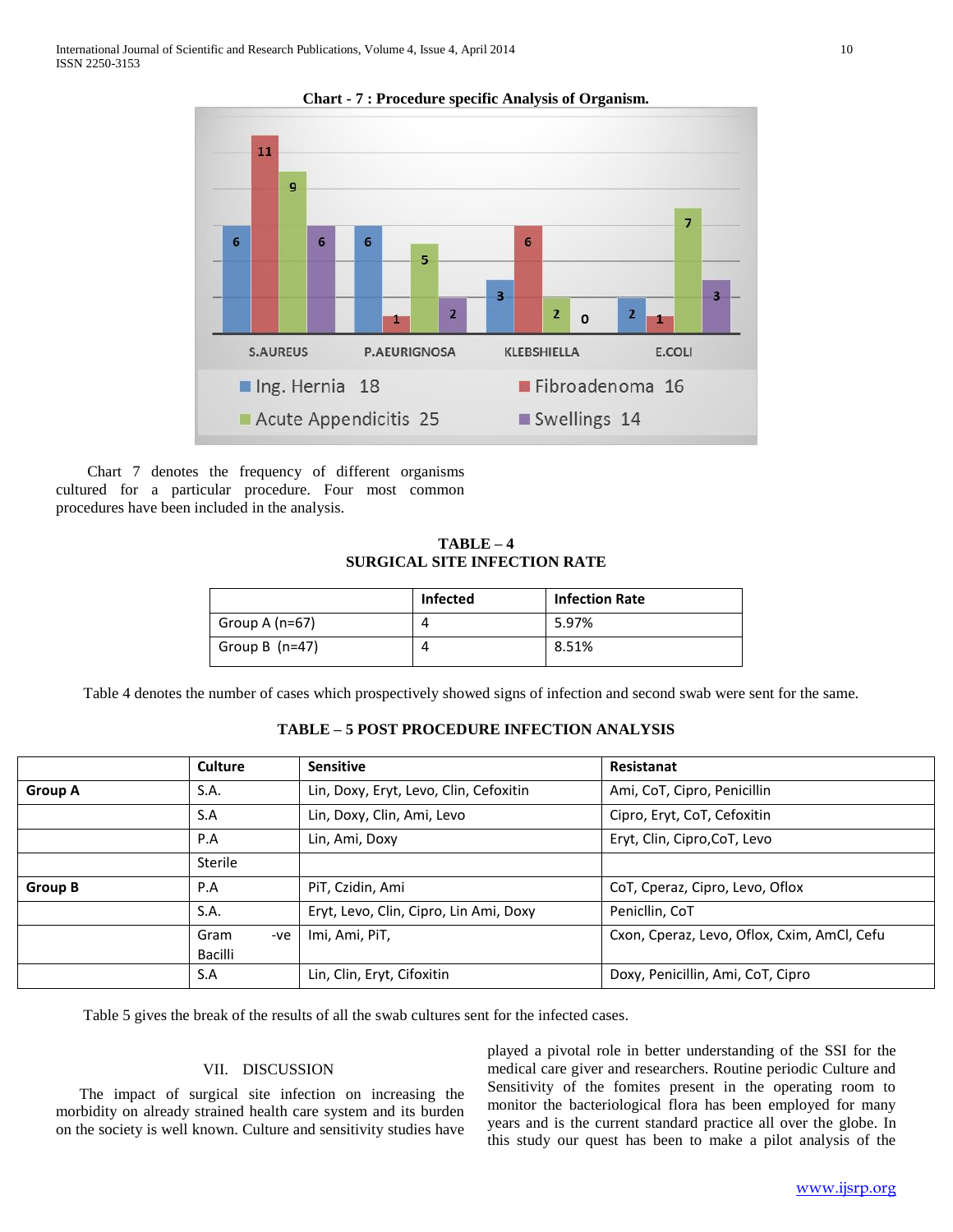**Chart - 7 : Procedure specific Analysis of Organism.**

Chart 7 denotes the frequency of different organisms cultured for a particular procedure. Four most common procedures have been included in the analysis.

**TABLE – 4**
**SURGICAL SITE INFECTION RATE**

| | Infected | Infection Rate |
|---|---|---|
| Group A (n=67) | 4 | 5.97% |
| Group B (n=47) | 4 | 8.51% |

Table 4 denotes the number of cases which prospectively showed signs of infection and second swab were sent for the same.

**TABLE – 5 POST PROCEDURE INFECTION ANALYSIS**

| | Culture | Sensitive | Resistanat |
|---|---|---|---|
| **Group A** | S.A. | Lin, Doxy, Eryt, Levo, Clin, Cefoxitin | Ami, CoT, Cipro, Penicillin |
| | S.A | Lin, Doxy, Clin, Ami, Levo | Cipro, Eryt, CoT, Cefoxitin |
| | P.A | Lin, Ami, Doxy | Eryt, Clin, Cipro,CoT, Levo |
| | Sterile | | |
| **Group B** | P.A | PiT, Czidin, Ami | CoT, Cperaz, Cipro, Levo, Oflox |
| | S.A. | Eryt, Levo, Clin, Cipro, Lin Ami, Doxy | Peniclin, CoT |
| | Gram -ve Bacilli | Imi, Ami, PiT, | Cxon, Cperaz, Levo, Oflox, Cxim, AmCl, Cefu |
| | S.A | Lin, Clin, Eryt, Cifoxitin | Doxy, Penicillin, Ami, CoT, Cipro |

Table 5 gives the break of the results of all the swab cultures sent for the infected cases.

## VII. DISCUSSION

The impact of surgical site infection on increasing the morbidity on already strained health care system and its burden on the society is well known. Culture and sensitivity studies have played a pivotal role in better understanding of the SSI for the medical care giver and researchers. Routine periodic Culture and Sensitivity of the fomites present in the operating room to monitor the bacteriological flora has been employed for many years and is the current standard practice all over the globe. In this study our quest has been to make a pilot analysis of the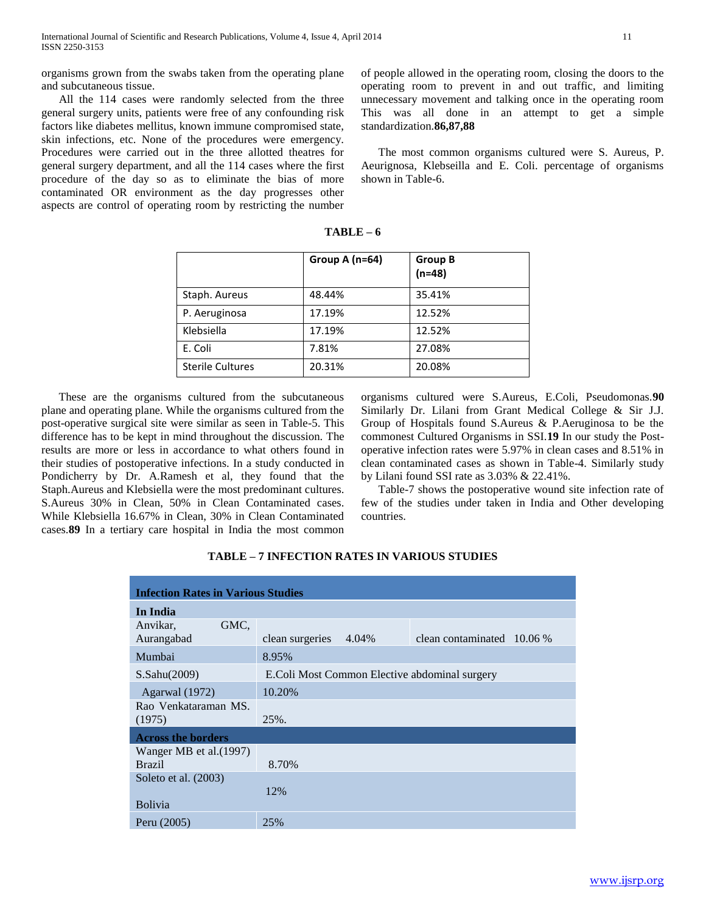organisms grown from the swabs taken from the operating plane and subcutaneous tissue.

All the 114 cases were randomly selected from the three general surgery units, patients were free of any confounding risk factors like diabetes mellitus, known immune compromised state, skin infections, etc. None of the procedures were emergency. Procedures were carried out in the three allotted theatres for general surgery department, and all the 114 cases where the first procedure of the day so as to eliminate the bias of more contaminated OR environment as the day progresses other aspects are control of operating room by restricting the number of people allowed in the operating room, closing the doors to the operating room to prevent in and out traffic, and limiting unnecessary movement and talking once in the operating room This was all done in an attempt to get a simple standardization.**86,87,88**

The most common organisms cultured were S. Aureus, P. Aeurignosa, Klebseilla and E. Coli. percentage of organisms shown in Table-6.

**TABLE – 6**

| | Group A (n=64) | Group B (n=48) |
|---|---|---|
| Staph. Aureus | 48.44% | 35.41% |
| P. Aeruginosa | 17.19% | 12.52% |
| Klebsiella | 17.19% | 12.52% |
| E. Coli | 7.81% | 27.08% |
| Sterile Cultures | 20.31% | 20.08% |

These are the organisms cultured from the subcutaneous plane and operating plane. While the organisms cultured from the post-operative surgical site were similar as seen in Table-5. This difference has to be kept in mind throughout the discussion. The results are more or less in accordance to what others found in their studies of postoperative infections. In a study conducted in Pondicherry by Dr. A.Ramesh et al, they found that the Staph.Aureus and Klebsiella were the most predominant cultures. S.Aureus 30% in Clean, 50% in Clean Contaminated cases. While Klebsiella 16.67% in Clean, 30% in Clean Contaminated cases.**89** In a tertiary care hospital in India the most common organisms cultured were S.Aureus, E.Coli, Pseudomonas.**90** Similarly Dr. Lilani from Grant Medical College & Sir J.J. Group of Hospitals found S.Aureus & P.Aeruginosa to be the commonest Cultured Organisms in SSI.**19** In our study the Post-operative infection rates were 5.97% in clean cases and 8.51% in clean contaminated cases as shown in Table-4. Similarly study by Lilani found SSI rate as 3.03% & 22.41%.

Table-7 shows the postoperative wound site infection rate of few of the studies under taken in India and Other developing countries.

**TABLE – 7 INFECTION RATES IN VARIOUS STUDIES**

| **Infection Rates in Various Studies** | | |
|---|---|---|
| **In India** | | |
| Anvikar, GMC, Aurangabad | clean surgeries 4.04% | clean contaminated 10.06 % |
| Mumbai | 8.95% | |
| S.Sahu(2009) | E.Coli Most Common Elective abdominal surgery | |
| Agarwal (1972) | 10.20% | |
| Rao Venkataraman MS. (1975) | 25%. | |
| **Across the borders** | | |
| Wanger MB et al.(1997) Brazil | 8.70% | |
| Soleto et al. (2003) Bolivia | 12% | |
| Peru (2005) | 25% | |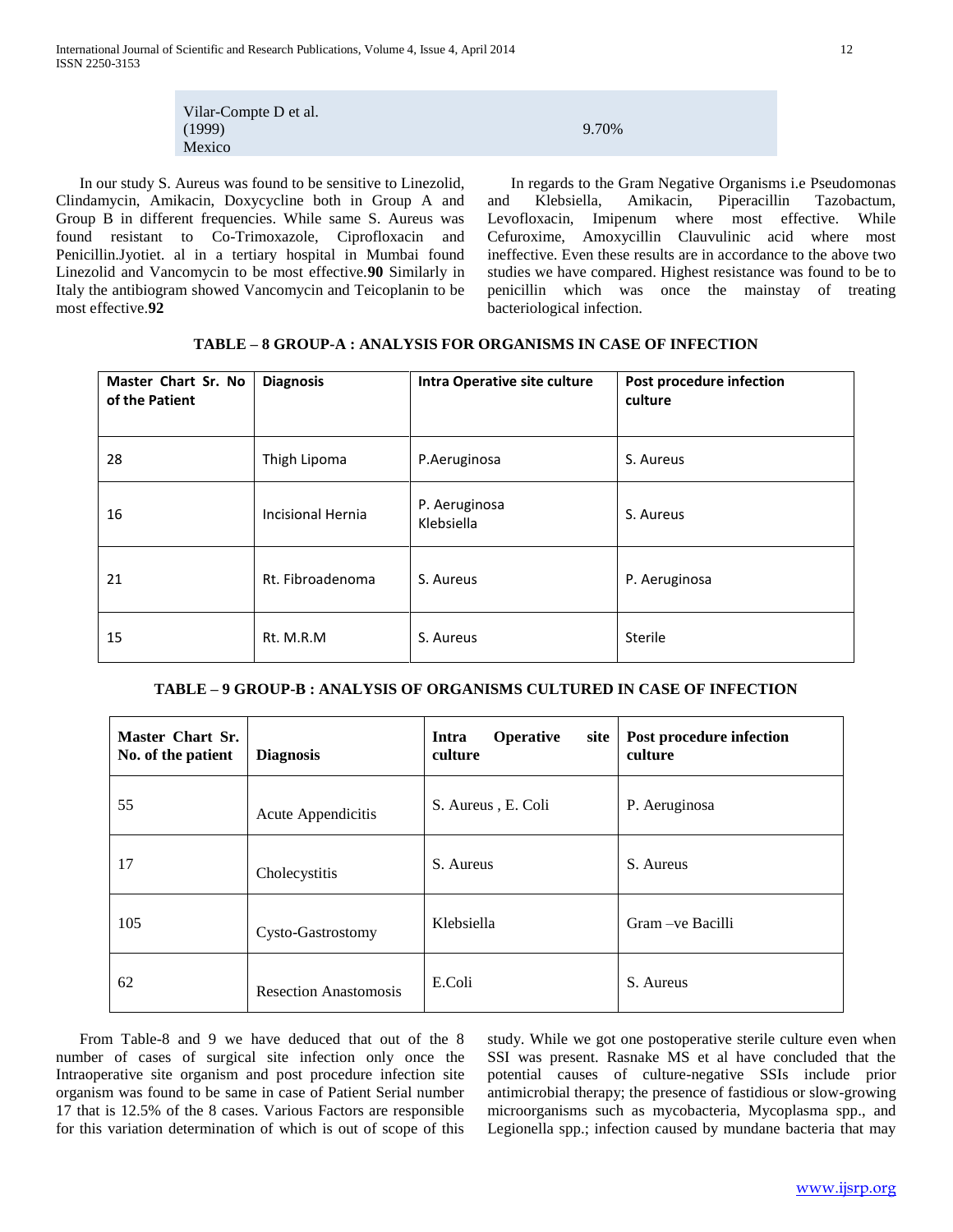| Vilar-Compte D et al. (1999) Mexico | 9.70% |
|---|---|

In our study S. Aureus was found to be sensitive to Linezolid, Clindamycin, Amikacin, Doxycycline both in Group A and Group B in different frequencies. While same S. Aureus was found resistant to Co-Trimoxazole, Ciprofloxacin and Penicillin.Jyotiet. al in a tertiary hospital in Mumbai found Linezolid and Vancomycin to be most effective.**90** Similarly in Italy the antibiogram showed Vancomycin and Teicoplanin to be most effective.**92**

In regards to the Gram Negative Organisms i.e Pseudomonas and Klebsiella, Amikacin, Piperacillin Tazobactum, Levofloxacin, Imipenum where most effective. While Cefuroxime, Amoxycillin Clauvulinic acid where most ineffective. Even these results are in accordance to the above two studies we have compared. Highest resistance was found to be to penicillin which was once the mainstay of treating bacteriological infection.

**TABLE – 8 GROUP-A : ANALYSIS FOR ORGANISMS IN CASE OF INFECTION**

| Master Chart Sr. No of the Patient | Diagnosis | Intra Operative site culture | Post procedure infection culture |
|---|---|---|---|
| 28 | Thigh Lipoma | P.Aeruginosa | S. Aureus |
| 16 | Incisional Hernia | P. Aeruginosa Klebsiella | S. Aureus |
| 21 | Rt. Fibroadenoma | S. Aureus | P. Aeruginosa |
| 15 | Rt. M.R.M | S. Aureus | Sterile |

**TABLE – 9 GROUP-B : ANALYSIS OF ORGANISMS CULTURED IN CASE OF INFECTION**

| Master Chart Sr. No. of the patient | Diagnosis | Intra Operative site culture | Post procedure infection culture |
|---|---|---|---|
| 55 | Acute Appendicitis | S. Aureus , E. Coli | P. Aeruginosa |
| 17 | Cholecystitis | S. Aureus | S. Aureus |
| 105 | Cysto-Gastrostomy | Klebsiella | Gram –ve Bacilli |
| 62 | Resection Anastomosis | E.Coli | S. Aureus |

From Table-8 and 9 we have deduced that out of the 8 number of cases of surgical site infection only once the Intraoperative site organism and post procedure infection site organism was found to be same in case of Patient Serial number 17 that is 12.5% of the 8 cases. Various Factors are responsible for this variation determination of which is out of scope of this study. While we got one postoperative sterile culture even when SSI was present. Rasnake MS et al have concluded that the potential causes of culture-negative SSIs include prior antimicrobial therapy; the presence of fastidious or slow-growing microorganisms such as mycobacteria, Mycoplasma spp., and Legionella spp.; infection caused by mundane bacteria that may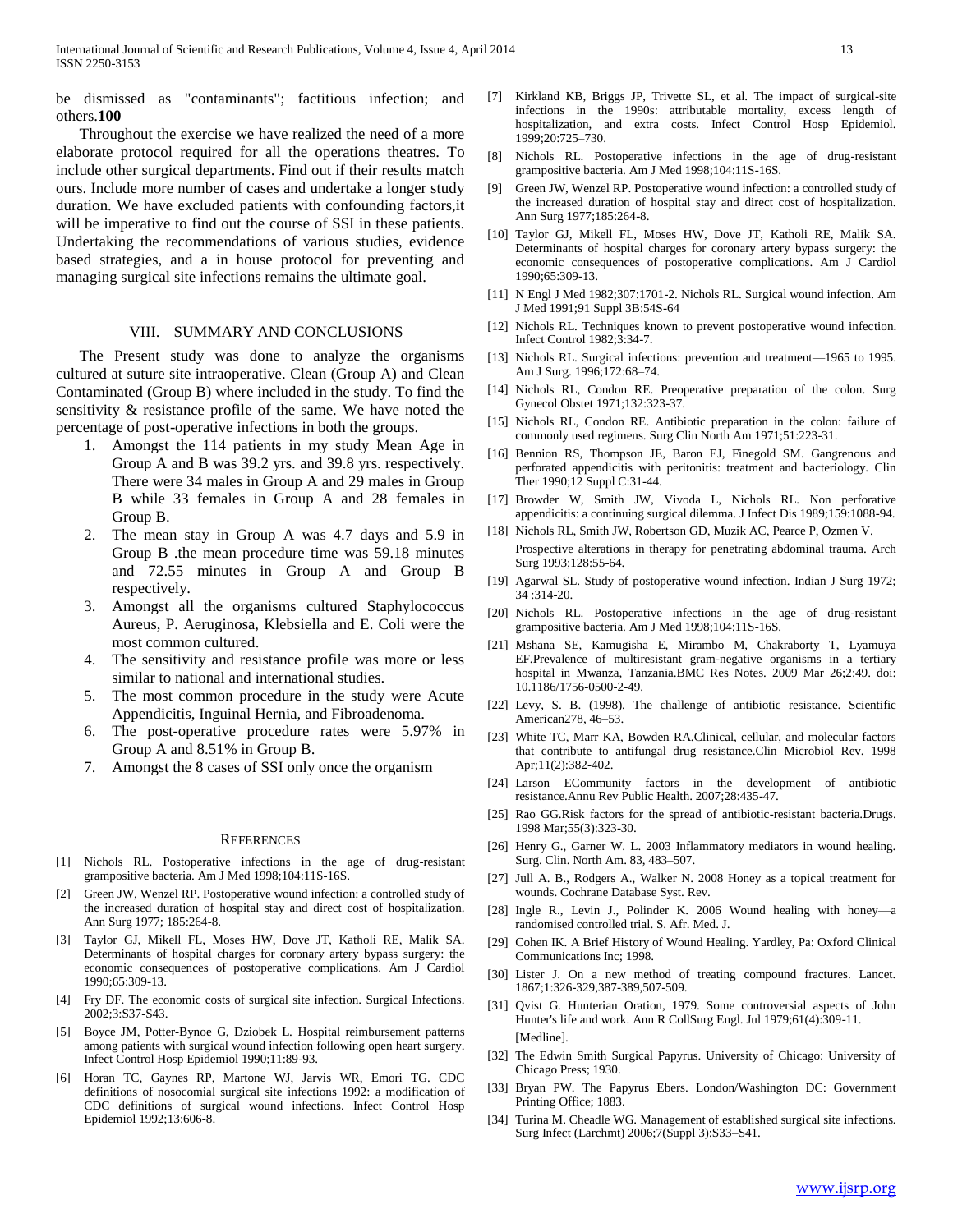be dismissed as "contaminants"; factitious infection; and others.**100**

Throughout the exercise we have realized the need of a more elaborate protocol required for all the operations theatres. To include other surgical departments. Find out if their results match ours. Include more number of cases and undertake a longer study duration. We have excluded patients with confounding factors,it will be imperative to find out the course of SSI in these patients. Undertaking the recommendations of various studies, evidence based strategies, and a in house protocol for preventing and managing surgical site infections remains the ultimate goal.

## VIII. Summary and Conclusions

The Present study was done to analyze the organisms cultured at suture site intraoperative. Clean (Group A) and Clean Contaminated (Group B) where included in the study. To find the sensitivity & resistance profile of the same. We have noted the percentage of post-operative infections in both the groups.

1. Amongst the 114 patients in my study Mean Age in Group A and B was 39.2 yrs. and 39.8 yrs. respectively. There were 34 males in Group A and 29 males in Group B while 33 females in Group A and 28 females in Group B.
2. The mean stay in Group A was 4.7 days and 5.9 in Group B .the mean procedure time was 59.18 minutes and 72.55 minutes in Group A and Group B respectively.
3. Amongst all the organisms cultured Staphylococcus Aureus, P. Aeruginosa, Klebsiella and E. Coli were the most common cultured.
4. The sensitivity and resistance profile was more or less similar to national and international studies.
5. The most common procedure in the study were Acute Appendicitis, Inguinal Hernia, and Fibroadenoma.
6. The post-operative procedure rates were 5.97% in Group A and 8.51% in Group B.
7. Amongst the 8 cases of SSI only once the organism

## References

[1] Nichols RL. Postoperative infections in the age of drug-resistant grampositive bacteria. Am J Med 1998;104:11S-16S.

[2] Green JW, Wenzel RP. Postoperative wound infection: a controlled study of the increased duration of hospital stay and direct cost of hospitalization. Ann Surg 1977; 185:264-8.

[3] Taylor GJ, Mikell FL, Moses HW, Dove JT, Katholi RE, Malik SA. Determinants of hospital charges for coronary artery bypass surgery: the economic consequences of postoperative complications. Am J Cardiol 1990;65:309-13.

[4] Fry DF. The economic costs of surgical site infection. Surgical Infections. 2002;3:S37-S43.

[5] Boyce JM, Potter-Bynoe G, Dziobek L. Hospital reimbursement patterns among patients with surgical wound infection following open heart surgery. Infect Control Hosp Epidemiol 1990;11:89-93.

[6] Horan TC, Gaynes RP, Martone WJ, Jarvis WR, Emori TG. CDC definitions of nosocomial surgical site infections 1992: a modification of CDC definitions of surgical wound infections. Infect Control Hosp Epidemiol 1992;13:606-8.

[7] Kirkland KB, Briggs JP, Trivette SL, et al. The impact of surgical-site infections in the 1990s: attributable mortality, excess length of hospitalization, and extra costs. Infect Control Hosp Epidemiol. 1999;20:725–730.

[8] Nichols RL. Postoperative infections in the age of drug-resistant grampositive bacteria. Am J Med 1998;104:11S-16S.

[9] Green JW, Wenzel RP. Postoperative wound infection: a controlled study of the increased duration of hospital stay and direct cost of hospitalization. Ann Surg 1977;185:264-8.

[10] Taylor GJ, Mikell FL, Moses HW, Dove JT, Katholi RE, Malik SA. Determinants of hospital charges for coronary artery bypass surgery: the economic consequences of postoperative complications. Am J Cardiol 1990;65:309-13.

[11] N Engl J Med 1982;307:1701-2. Nichols RL. Surgical wound infection. Am J Med 1991;91 Suppl 3B:54S-64

[12] Nichols RL. Techniques known to prevent postoperative wound infection. Infect Control 1982;3:34-7.

[13] Nichols RL. Surgical infections: prevention and treatment—1965 to 1995. Am J Surg. 1996;172:68–74.

[14] Nichols RL, Condon RE. Preoperative preparation of the colon. Surg Gynecol Obstet 1971;132:323-37.

[15] Nichols RL, Condon RE. Antibiotic preparation in the colon: failure of commonly used regimens. Surg Clin North Am 1971;51:223-31.

[16] Bennion RS, Thompson JE, Baron EJ, Finegold SM. Gangrenous and perforated appendicitis with peritonitis: treatment and bacteriology. Clin Ther 1990;12 Suppl C:31-44.

[17] Browder W, Smith JW, Vivoda L, Nichols RL. Non perforative appendicitis: a continuing surgical dilemma. J Infect Dis 1989;159:1088-94.

[18] Nichols RL, Smith JW, Robertson GD, Muzik AC, Pearce P, Ozmen V. Prospective alterations in therapy for penetrating abdominal trauma. Arch Surg 1993;128:55-64.

[19] Agarwal SL. Study of postoperative wound infection. Indian J Surg 1972; 34 :314-20.

[20] Nichols RL. Postoperative infections in the age of drug-resistant grampositive bacteria. Am J Med 1998;104:11S-16S.

[21] Mshana SE, Kamugisha E, Mirambo M, Chakraborty T, Lyamuya EF.Prevalence of multiresistant gram-negative organisms in a tertiary hospital in Mwanza, Tanzania.BMC Res Notes. 2009 Mar 26;2:49. doi: 10.1186/1756-0500-2-49.

[22] Levy, S. B. (1998). The challenge of antibiotic resistance. Scientific American278, 46–53.

[23] White TC, Marr KA, Bowden RA.Clinical, cellular, and molecular factors that contribute to antifungal drug resistance.Clin Microbiol Rev. 1998 Apr;11(2):382-402.

[24] Larson ECommunity factors in the development of antibiotic resistance.Annu Rev Public Health. 2007;28:435-47.

[25] Rao GG.Risk factors for the spread of antibiotic-resistant bacteria.Drugs. 1998 Mar;55(3):323-30.

[26] Henry G., Garner W. L. 2003 Inflammatory mediators in wound healing. Surg. Clin. North Am. 83, 483–507.

[27] Jull A. B., Rodgers A., Walker N. 2008 Honey as a topical treatment for wounds. Cochrane Database Syst. Rev.

[28] Ingle R., Levin J., Polinder K. 2006 Wound healing with honey—a randomised controlled trial. S. Afr. Med. J.

[29] Cohen IK. A Brief History of Wound Healing. Yardley, Pa: Oxford Clinical Communications Inc; 1998.

[30] Lister J. On a new method of treating compound fractures. Lancet. 1867;1:326-329,387-389,507-509.

[31] Qvist G. Hunterian Oration, 1979. Some controversial aspects of John Hunter's life and work. Ann R CollSurg Engl. Jul 1979;61(4):309-11. [Medline].

[32] The Edwin Smith Surgical Papyrus. University of Chicago: University of Chicago Press; 1930.

[33] Bryan PW. The Papyrus Ebers. London/Washington DC: Government Printing Office; 1883.

[34] Turina M. Cheadle WG. Management of established surgical site infections. Surg Infect (Larchmt) 2006;7(Suppl 3):S33–S41.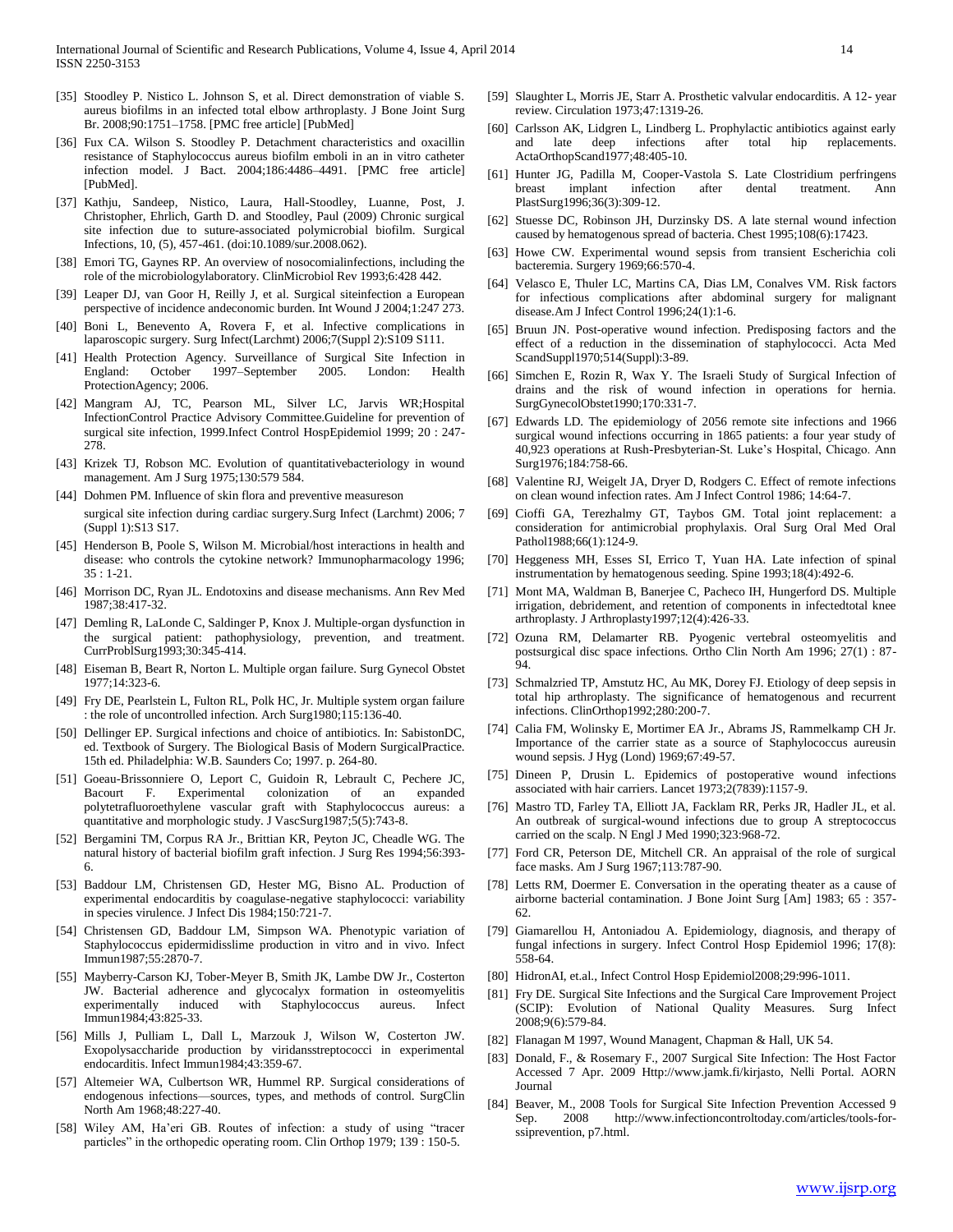[35] Stoodley P. Nistico L. Johnson S, et al. Direct demonstration of viable S. aureus biofilms in an infected total elbow arthroplasty. J Bone Joint Surg Br. 2008;90:1751–1758. [PMC free article] [PubMed]

[36] Fux CA. Wilson S. Stoodley P. Detachment characteristics and oxacillin resistance of Staphylococcus aureus biofilm emboli in an in vitro catheter infection model. J Bact. 2004;186:4486–4491. [PMC free article] [PubMed].

[37] Kathju, Sandeep, Nistico, Laura, Hall-Stoodley, Luanne, Post, J. Christopher, Ehrlich, Garth D. and Stoodley, Paul (2009) Chronic surgical site infection due to suture-associated polymicrobial biofilm. Surgical Infections, 10, (5), 457-461. (doi:10.1089/sur.2008.062).

[38] Emori TG, Gaynes RP. An overview of nosocomialinfections, including the role of the microbiologylaboratory. ClinMicrobiol Rev 1993;6:428 442.

[39] Leaper DJ, van Goor H, Reilly J, et al. Surgical siteinfection a European perspective of incidence andeconomic burden. Int Wound J 2004;1:247 273.

[40] Boni L, Benevento A, Rovera F, et al. Infective complications in laparoscopic surgery. Surg Infect(Larchmt) 2006;7(Suppl 2):S109 S111.

[41] Health Protection Agency. Surveillance of Surgical Site Infection in England: October 1997–September 2005. London: Health ProtectionAgency; 2006.

[42] Mangram AJ, TC, Pearson ML, Silver LC, Jarvis WR;Hospital InfectionControl Practice Advisory Committee.Guideline for prevention of surgical site infection, 1999.Infect Control HospEpidemiol 1999; 20 : 247-278.

[43] Krizek TJ, Robson MC. Evolution of quantitativebacteriology in wound management. Am J Surg 1975;130:579 584.

[44] Dohmen PM. Influence of skin flora and preventive measureson surgical site infection during cardiac surgery.Surg Infect (Larchmt) 2006; 7 (Suppl 1):S13 S17.

[45] Henderson B, Poole S, Wilson M. Microbial/host interactions in health and disease: who controls the cytokine network? Immunopharmacology 1996; 35 : 1-21.

[46] Morrison DC, Ryan JL. Endotoxins and disease mechanisms. Ann Rev Med 1987;38:417-32.

[47] Demling R, LaLonde C, Saldinger P, Knox J. Multiple-organ dysfunction in the surgical patient: pathophysiology, prevention, and treatment. CurrProblSurg1993;30:345-414.

[48] Eiseman B, Beart R, Norton L. Multiple organ failure. Surg Gynecol Obstet 1977;14:323-6.

[49] Fry DE, Pearlstein L, Fulton RL, Polk HC, Jr. Multiple system organ failure : the role of uncontrolled infection. Arch Surg1980;115:136-40.

[50] Dellinger EP. Surgical infections and choice of antibiotics. In: SabistonDC, ed. Textbook of Surgery. The Biological Basis of Modern SurgicalPractice. 15th ed. Philadelphia: W.B. Saunders Co; 1997. p. 264-80.

[51] Goeau-Brissonniere O, Leport C, Guidoin R, Lebrault C, Pechere JC, Bacourt F. Experimental colonization of an expanded polytetrafluoroethylene vascular graft with Staphylococcus aureus: a quantitative and morphologic study. J VascSurg1987;5(5):743-8.

[52] Bergamini TM, Corpus RA Jr., Brittian KR, Peyton JC, Cheadle WG. The natural history of bacterial biofilm graft infection. J Surg Res 1994;56:393-6.

[53] Baddour LM, Christensen GD, Hester MG, Bisno AL. Production of experimental endocarditis by coagulase-negative staphylococci: variability in species virulence. J Infect Dis 1984;150:721-7.

[54] Christensen GD, Baddour LM, Simpson WA. Phenotypic variation of Staphylococcus epidermidisslime production in vitro and in vivo. Infect Immun1987;55:2870-7.

[55] Mayberry-Carson KJ, Tober-Meyer B, Smith JK, Lambe DW Jr., Costerton JW. Bacterial adherence and glycocalyx formation in osteomyelitis experimentally induced with Staphylococcus aureus. Infect Immun1984;43:825-33.

[56] Mills J, Pulliam L, Dall L, Marzouk J, Wilson W, Costerton JW. Exopolysaccharide production by viridansstreptococci in experimental endocarditis. Infect Immun1984;43:359-67.

[57] Altemeier WA, Culbertson WR, Hummel RP. Surgical considerations of endogenous infections—sources, types, and methods of control. SurgClin North Am 1968;48:227-40.

[58] Wiley AM, Ha'eri GB. Routes of infection: a study of using "tracer particles" in the orthopedic operating room. Clin Orthop 1979; 139 : 150-5.

[59] Slaughter L, Morris JE, Starr A. Prosthetic valvular endocarditis. A 12- year review. Circulation 1973;47:1319-26.

[60] Carlsson AK, Lidgren L, Lindberg L. Prophylactic antibiotics against early and late deep infections after total hip replacements. ActaOrthopScand1977;48:405-10.

[61] Hunter JG, Padilla M, Cooper-Vastola S. Late Clostridium perfringens breast implant infection after dental treatment. Ann PlastSurg1996;36(3):309-12.

[62] Stuesse DC, Robinson JH, Durzinsky DS. A late sternal wound infection caused by hematogenous spread of bacteria. Chest 1995;108(6):17423.

[63] Howe CW. Experimental wound sepsis from transient Escherichia coli bacteremia. Surgery 1969;66:570-4.

[64] Velasco E, Thuler LC, Martins CA, Dias LM, Conalves VM. Risk factors for infectious complications after abdominal surgery for malignant disease.Am J Infect Control 1996;24(1):1-6.

[65] Bruun JN. Post-operative wound infection. Predisposing factors and the effect of a reduction in the dissemination of staphylococci. Acta Med ScandSuppl1970;514(Suppl):3-89.

[66] Simchen E, Rozin R, Wax Y. The Israeli Study of Surgical Infection of drains and the risk of wound infection in operations for hernia. SurgGynecolObstet1990;170:331-7.

[67] Edwards LD. The epidemiology of 2056 remote site infections and 1966 surgical wound infections occurring in 1865 patients: a four year study of 40,923 operations at Rush-Presbyterian-St. Luke's Hospital, Chicago. Ann Surg1976;184:758-66.

[68] Valentine RJ, Weigelt JA, Dryer D, Rodgers C. Effect of remote infections on clean wound infection rates. Am J Infect Control 1986; 14:64-7.

[69] Cioffi GA, Terezhalmy GT, Taybos GM. Total joint replacement: a consideration for antimicrobial prophylaxis. Oral Surg Oral Med Oral Pathol1988;66(1):124-9.

[70] Heggeness MH, Esses SI, Errico T, Yuan HA. Late infection of spinal instrumentation by hematogenous seeding. Spine 1993;18(4):492-6.

[71] Mont MA, Waldman B, Banerjee C, Pacheco IH, Hungerford DS. Multiple irrigation, debridement, and retention of components in infectedtotal knee arthroplasty. J Arthroplasty1997;12(4):426-33.

[72] Ozuna RM, Delamarter RB. Pyogenic vertebral osteomyelitis and postsurgical disc space infections. Ortho Clin North Am 1996; 27(1) : 87-94.

[73] Schmalzried TP, Amstutz HC, Au MK, Dorey FJ. Etiology of deep sepsis in total hip arthroplasty. The significance of hematogenous and recurrent infections. ClinOrthop1992;280:200-7.

[74] Calia FM, Wolinsky E, Mortimer EA Jr., Abrams JS, Rammelkamp CH Jr. Importance of the carrier state as a source of Staphylococcus aureusin wound sepsis. J Hyg (Lond) 1969;67:49-57.

[75] Dineen P, Drusin L. Epidemics of postoperative wound infections associated with hair carriers. Lancet 1973;2(7839):1157-9.

[76] Mastro TD, Farley TA, Elliott JA, Facklam RR, Perks JR, Hadler JL, et al. An outbreak of surgical-wound infections due to group A streptococcus carried on the scalp. N Engl J Med 1990;323:968-72.

[77] Ford CR, Peterson DE, Mitchell CR. An appraisal of the role of surgical face masks. Am J Surg 1967;113:787-90.

[78] Letts RM, Doermer E. Conversation in the operating theater as a cause of airborne bacterial contamination. J Bone Joint Surg [Am] 1983; 65 : 357-62.

[79] Giamarellou H, Antoniadou A. Epidemiology, diagnosis, and therapy of fungal infections in surgery. Infect Control Hosp Epidemiol 1996; 17(8): 558-64.

[80] HidronAI, et.al., Infect Control Hosp Epidemiol2008;29:996-1011.

[81] Fry DE. Surgical Site Infections and the Surgical Care Improvement Project (SCIP): Evolution of National Quality Measures. Surg Infect 2008;9(6):579-84.

[82] Flanagan M 1997, Wound Managent, Chapman & Hall, UK 54.

[83] Donald, F., & Rosemary F., 2007 Surgical Site Infection: The Host Factor Accessed 7 Apr. 2009 Http://www.jamk.fi/kirjasto, Nelli Portal. AORN Journal

[84] Beaver, M., 2008 Tools for Surgical Site Infection Prevention Accessed 9 Sep. 2008 http://www.infectioncontroltoday.com/articles/tools-for-ssiprevention, p7.html.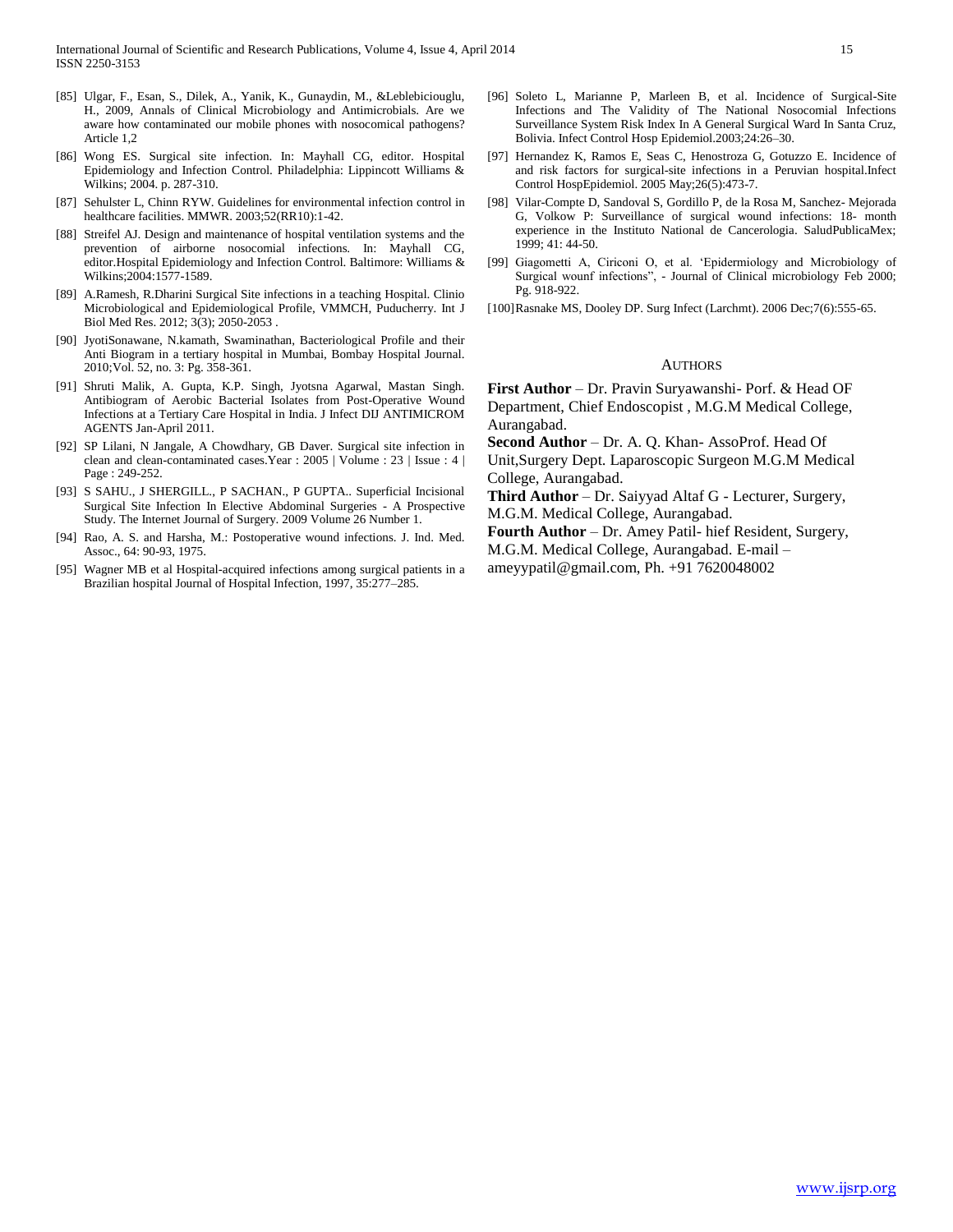[85] Ulgar, F., Esan, S., Dilek, A., Yanik, K., Gunaydin, M., &Leblebicioglu, H., 2009, Annals of Clinical Microbiology and Antimicrobials. Are we aware how contaminated our mobile phones with nosocomical pathogens? Article 1,2

[86] Wong ES. Surgical site infection. In: Mayhall CG, editor. Hospital Epidemiology and Infection Control. Philadelphia: Lippincott Williams & Wilkins; 2004. p. 287-310.

[87] Sehulster L, Chinn RYW. Guidelines for environmental infection control in healthcare facilities. MMWR. 2003;52(RR10):1-42.

[88] Streifel AJ. Design and maintenance of hospital ventilation systems and the prevention of airborne nosocomial infections. In: Mayhall CG, editor.Hospital Epidemiology and Infection Control. Baltimore: Williams & Wilkins;2004:1577-1589.

[89] A.Ramesh, R.Dharini Surgical Site infections in a teaching Hospital. Clinio Microbiological and Epidemiological Profile, VMMCH, Puducherry. Int J Biol Med Res. 2012; 3(3); 2050-2053 .

[90] JyotiSonawane, N.kamath, Swaminathan, Bacteriological Profile and their Anti Biogram in a tertiary hospital in Mumbai, Bombay Hospital Journal. 2010;Vol. 52, no. 3: Pg. 358-361.

[91] Shruti Malik, A. Gupta, K.P. Singh, Jyotsna Agarwal, Mastan Singh. Antibiogram of Aerobic Bacterial Isolates from Post-Operative Wound Infections at a Tertiary Care Hospital in India. J Infect DIJ ANTIMICROM AGENTS Jan-April 2011.

[92] SP Lilani, N Jangale, A Chowdhary, GB Daver. Surgical site infection in clean and clean-contaminated cases.Year : 2005 | Volume : 23 | Issue : 4 | Page : 249-252.

[93] S SAHU., J SHERGILL., P SACHAN., P GUPTA.. Superficial Incisional Surgical Site Infection In Elective Abdominal Surgeries - A Prospective Study. The Internet Journal of Surgery. 2009 Volume 26 Number 1.

[94] Rao, A. S. and Harsha, M.: Postoperative wound infections. J. Ind. Med. Assoc., 64: 90-93, 1975.

[95] Wagner MB et al Hospital-acquired infections among surgical patients in a Brazilian hospital Journal of Hospital Infection, 1997, 35:277–285.

[96] Soleto L, Marianne P, Marleen B, et al. Incidence of Surgical-Site Infections and The Validity of The National Nosocomial Infections Surveillance System Risk Index In A General Surgical Ward In Santa Cruz, Bolivia. Infect Control Hosp Epidemiol.2003;24:26–30.

[97] Hernandez K, Ramos E, Seas C, Henostroza G, Gotuzzo E. Incidence of and risk factors for surgical-site infections in a Peruvian hospital.Infect Control HospEpidemiol. 2005 May;26(5):473-7.

[98] Vilar-Compte D, Sandoval S, Gordillo P, de la Rosa M, Sanchez- Mejorada G, Volkow P: Surveillance of surgical wound infections: 18- month experience in the Instituto National de Cancerologia. SaludPublicaMex; 1999; 41: 44-50.

[99] Giagometti A, Ciriconi O, et al. 'Epidermiology and Microbiology of Surgical wounf infections", - Journal of Clinical microbiology Feb 2000; Pg. 918-922.

[100] Rasnake MS, Dooley DP. Surg Infect (Larchmt). 2006 Dec;7(6):555-65.

## Authors

**First Author** – Dr. Pravin Suryawanshi- Porf. & Head OF Department, Chief Endoscopist , M.G.M Medical College, Aurangabad.

**Second Author** – Dr. A. Q. Khan- AssoProf. Head Of Unit,Surgery Dept. Laparoscopic Surgeon M.G.M Medical College, Aurangabad.

**Third Author** – Dr. Saiyyad Altaf G - Lecturer, Surgery, M.G.M. Medical College, Aurangabad.

**Fourth Author** – Dr. Amey Patil- hief Resident, Surgery, M.G.M. Medical College, Aurangabad. E-mail – ameyypatil@gmail.com, Ph. +91 7620048002